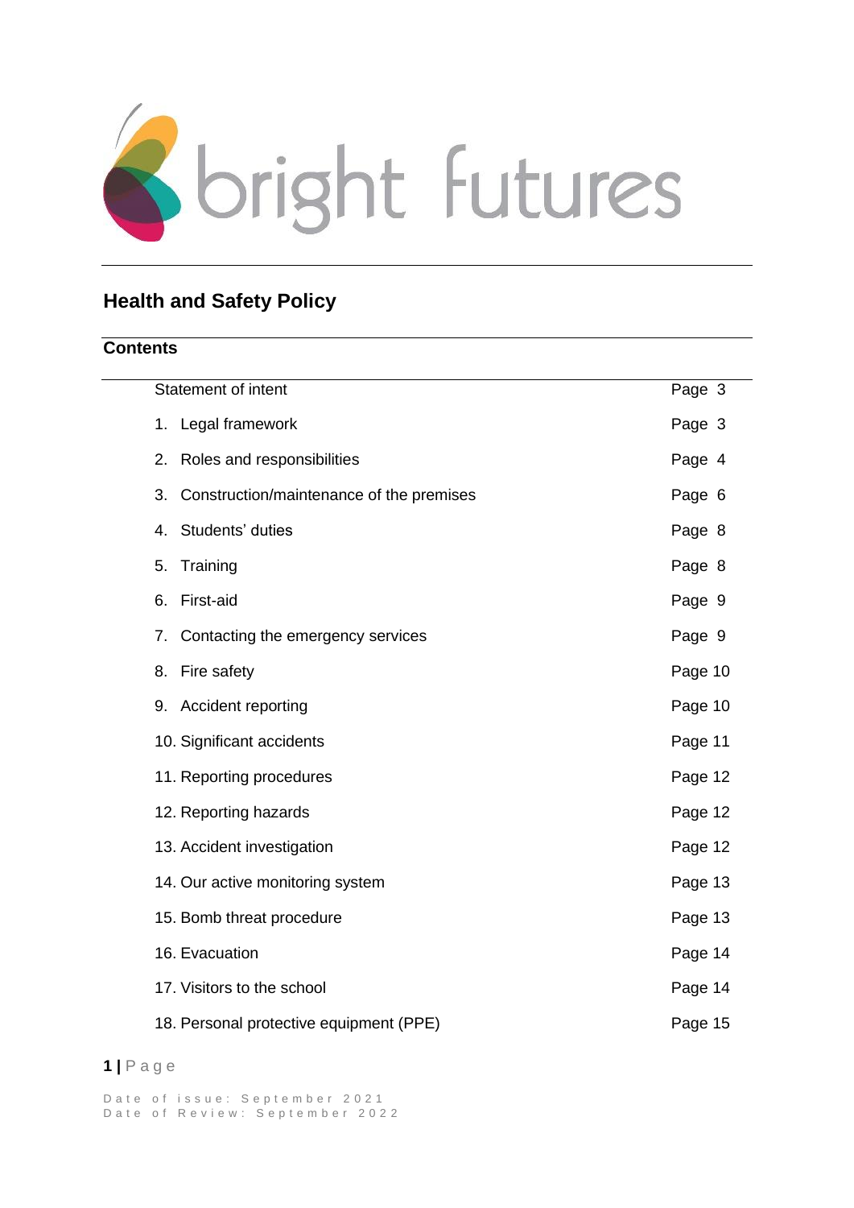bright futures

# Health and Safety Policy

## Contents

| | |
|---|---|
| Statement of intent | Page 3 |
| 1. Legal framework | Page 3 |
| 2. Roles and responsibilities | Page 4 |
| 3. Construction/maintenance of the premises | Page 6 |
| 4. Students' duties | Page 8 |
| 5. Training | Page 8 |
| 6. First-aid | Page 9 |
| 7. Contacting the emergency services | Page 9 |
| 8. Fire safety | Page 10 |
| 9. Accident reporting | Page 10 |
| 10. Significant accidents | Page 11 |
| 11. Reporting procedures | Page 12 |
| 12. Reporting hazards | Page 12 |
| 13. Accident investigation | Page 12 |
| 14. Our active monitoring system | Page 13 |
| 15. Bomb threat procedure | Page 13 |
| 16. Evacuation | Page 14 |
| 17. Visitors to the school | Page 14 |
| 18. Personal protective equipment (PPE) | Page 15 |

Date of issue: September 2021
Date of Review: September 2022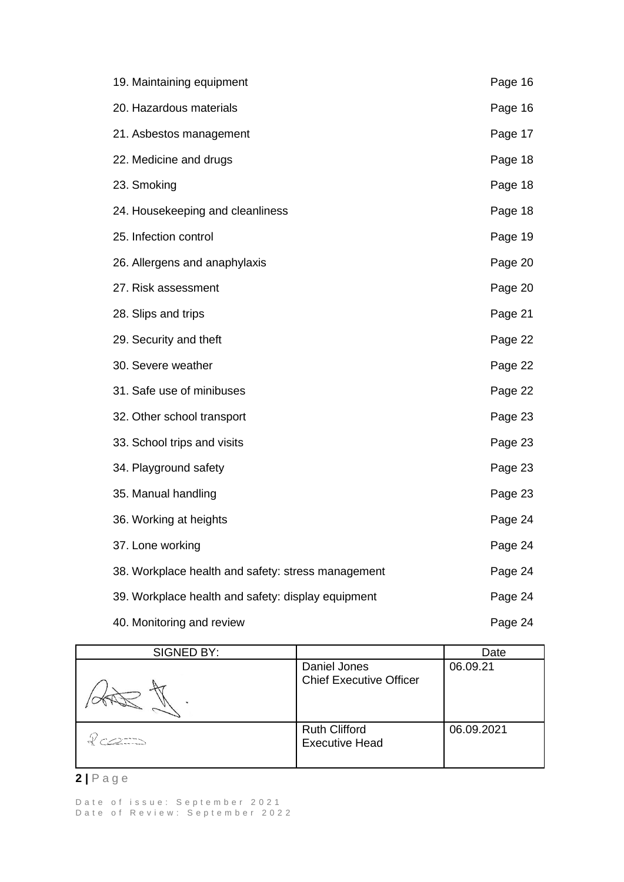19. Maintaining equipment Page 16

20. Hazardous materials Page 16

21. Asbestos management Page 17

22. Medicine and drugs Page 18

23. Smoking Page 18

24. Housekeeping and cleanliness Page 18

25. Infection control Page 19

26. Allergens and anaphylaxis Page 20

27. Risk assessment Page 20

28. Slips and trips Page 21

29. Security and theft Page 22

30. Severe weather Page 22

31. Safe use of minibuses Page 22

32. Other school transport Page 23

33. School trips and visits Page 23

34. Playground safety Page 23

35. Manual handling Page 23

36. Working at heights Page 24

37. Lone working Page 24

38. Workplace health and safety: stress management Page 24

39. Workplace health and safety: display equipment Page 24

40. Monitoring and review Page 24

| SIGNED BY: | | Date |
|---|---|---|
| | Daniel Jones<br>Chief Executive Officer | 06.09.21 |
| | Ruth Clifford<br>Executive Head | 06.09.2021 |

Date of issue: September 2021
Date of Review: September 2022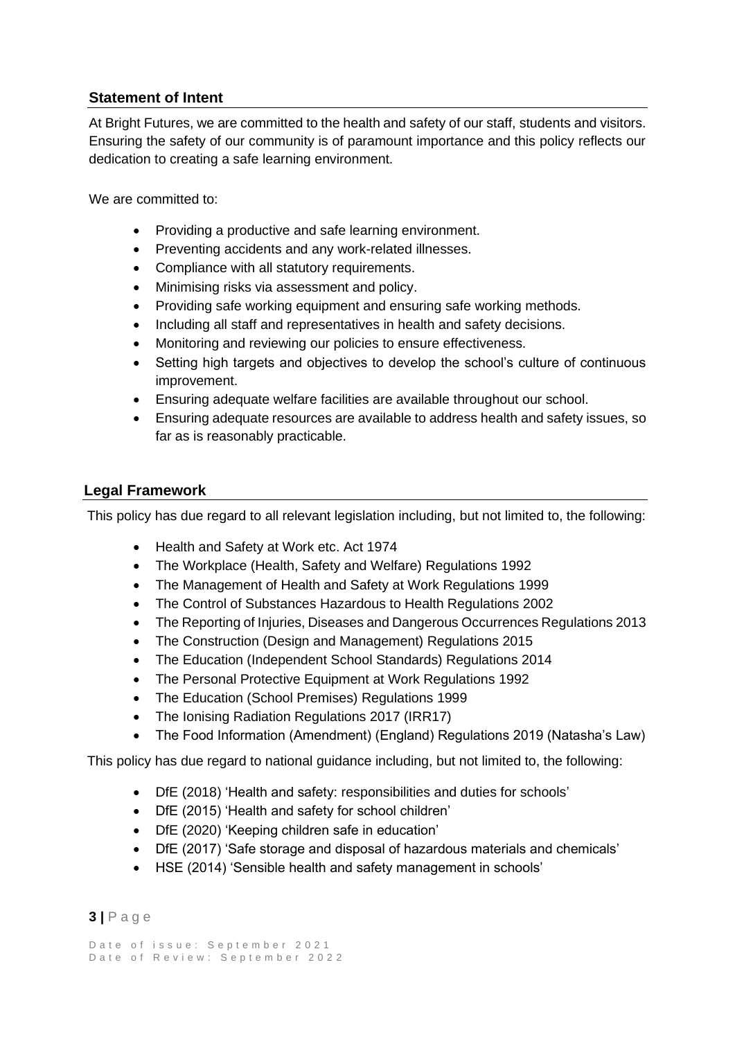## Statement of Intent

At Bright Futures, we are committed to the health and safety of our staff, students and visitors. Ensuring the safety of our community is of paramount importance and this policy reflects our dedication to creating a safe learning environment.

We are committed to:

- Providing a productive and safe learning environment.
- Preventing accidents and any work-related illnesses.
- Compliance with all statutory requirements.
- Minimising risks via assessment and policy.
- Providing safe working equipment and ensuring safe working methods.
- Including all staff and representatives in health and safety decisions.
- Monitoring and reviewing our policies to ensure effectiveness.
- Setting high targets and objectives to develop the school's culture of continuous improvement.
- Ensuring adequate welfare facilities are available throughout our school.
- Ensuring adequate resources are available to address health and safety issues, so far as is reasonably practicable.

## Legal Framework

This policy has due regard to all relevant legislation including, but not limited to, the following:

- Health and Safety at Work etc. Act 1974
- The Workplace (Health, Safety and Welfare) Regulations 1992
- The Management of Health and Safety at Work Regulations 1999
- The Control of Substances Hazardous to Health Regulations 2002
- The Reporting of Injuries, Diseases and Dangerous Occurrences Regulations 2013
- The Construction (Design and Management) Regulations 2015
- The Education (Independent School Standards) Regulations 2014
- The Personal Protective Equipment at Work Regulations 1992
- The Education (School Premises) Regulations 1999
- The Ionising Radiation Regulations 2017 (IRR17)
- The Food Information (Amendment) (England) Regulations 2019 (Natasha's Law)

This policy has due regard to national guidance including, but not limited to, the following:

- DfE (2018) 'Health and safety: responsibilities and duties for schools'
- DfE (2015) 'Health and safety for school children'
- DfE (2020) 'Keeping children safe in education'
- DfE (2017) 'Safe storage and disposal of hazardous materials and chemicals'
- HSE (2014) 'Sensible health and safety management in schools'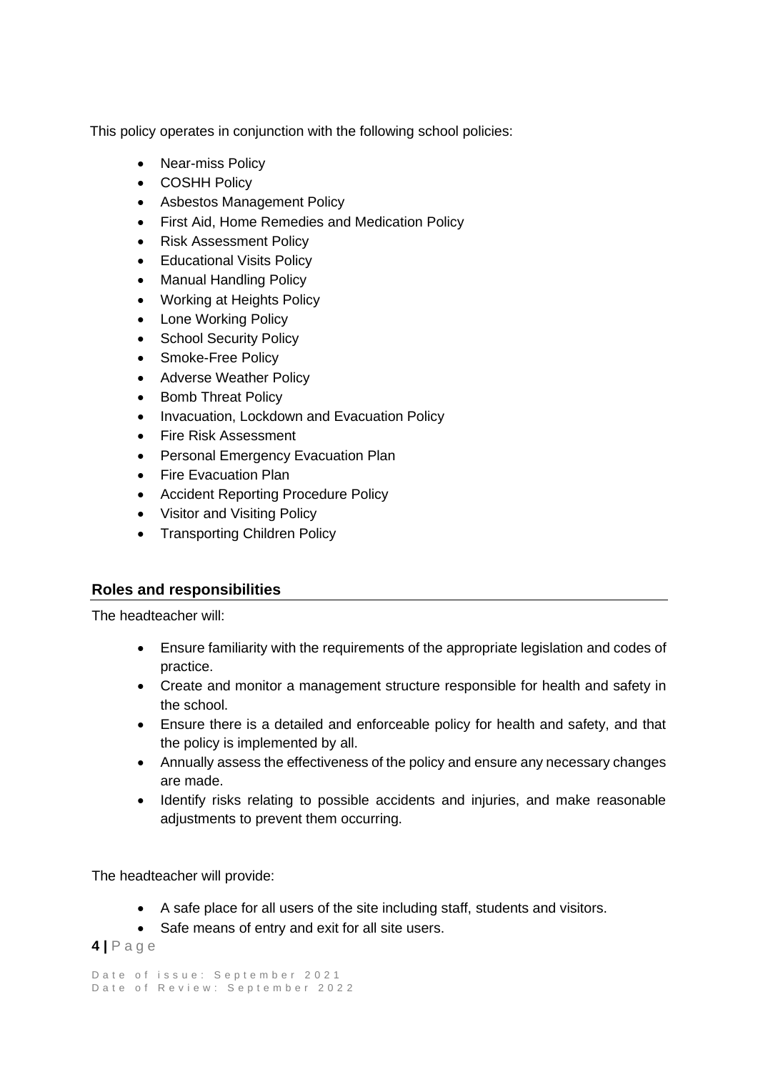This policy operates in conjunction with the following school policies:

- Near-miss Policy
- COSHH Policy
- Asbestos Management Policy
- First Aid, Home Remedies and Medication Policy
- Risk Assessment Policy
- Educational Visits Policy
- Manual Handling Policy
- Working at Heights Policy
- Lone Working Policy
- School Security Policy
- Smoke-Free Policy
- Adverse Weather Policy
- Bomb Threat Policy
- Invacuation, Lockdown and Evacuation Policy
- Fire Risk Assessment
- Personal Emergency Evacuation Plan
- Fire Evacuation Plan
- Accident Reporting Procedure Policy
- Visitor and Visiting Policy
- Transporting Children Policy

## Roles and responsibilities

The headteacher will:

- Ensure familiarity with the requirements of the appropriate legislation and codes of practice.
- Create and monitor a management structure responsible for health and safety in the school.
- Ensure there is a detailed and enforceable policy for health and safety, and that the policy is implemented by all.
- Annually assess the effectiveness of the policy and ensure any necessary changes are made.
- Identify risks relating to possible accidents and injuries, and make reasonable adjustments to prevent them occurring.

The headteacher will provide:

- A safe place for all users of the site including staff, students and visitors.
- Safe means of entry and exit for all site users.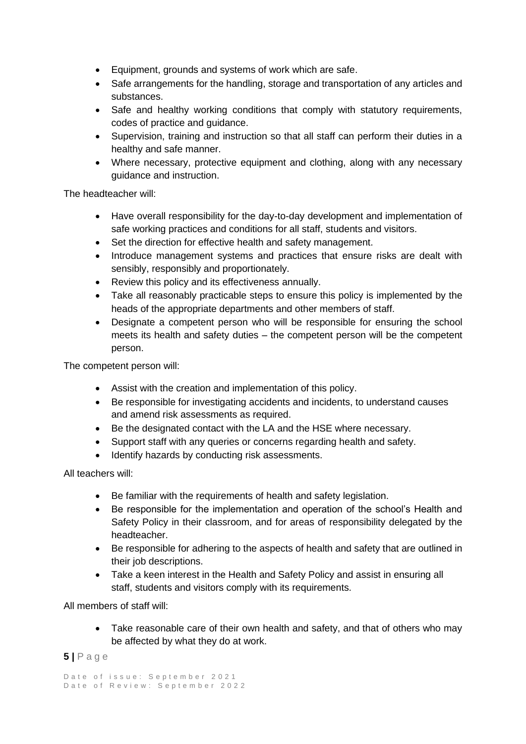- Equipment, grounds and systems of work which are safe.
- Safe arrangements for the handling, storage and transportation of any articles and substances.
- Safe and healthy working conditions that comply with statutory requirements, codes of practice and guidance.
- Supervision, training and instruction so that all staff can perform their duties in a healthy and safe manner.
- Where necessary, protective equipment and clothing, along with any necessary guidance and instruction.

The headteacher will:

- Have overall responsibility for the day-to-day development and implementation of safe working practices and conditions for all staff, students and visitors.
- Set the direction for effective health and safety management.
- Introduce management systems and practices that ensure risks are dealt with sensibly, responsibly and proportionately.
- Review this policy and its effectiveness annually.
- Take all reasonably practicable steps to ensure this policy is implemented by the heads of the appropriate departments and other members of staff.
- Designate a competent person who will be responsible for ensuring the school meets its health and safety duties – the competent person will be the competent person.

The competent person will:

- Assist with the creation and implementation of this policy.
- Be responsible for investigating accidents and incidents, to understand causes and amend risk assessments as required.
- Be the designated contact with the LA and the HSE where necessary.
- Support staff with any queries or concerns regarding health and safety.
- Identify hazards by conducting risk assessments.

All teachers will:

- Be familiar with the requirements of health and safety legislation.
- Be responsible for the implementation and operation of the school's Health and Safety Policy in their classroom, and for areas of responsibility delegated by the headteacher.
- Be responsible for adhering to the aspects of health and safety that are outlined in their job descriptions.
- Take a keen interest in the Health and Safety Policy and assist in ensuring all staff, students and visitors comply with its requirements.

All members of staff will:

- Take reasonable care of their own health and safety, and that of others who may be affected by what they do at work.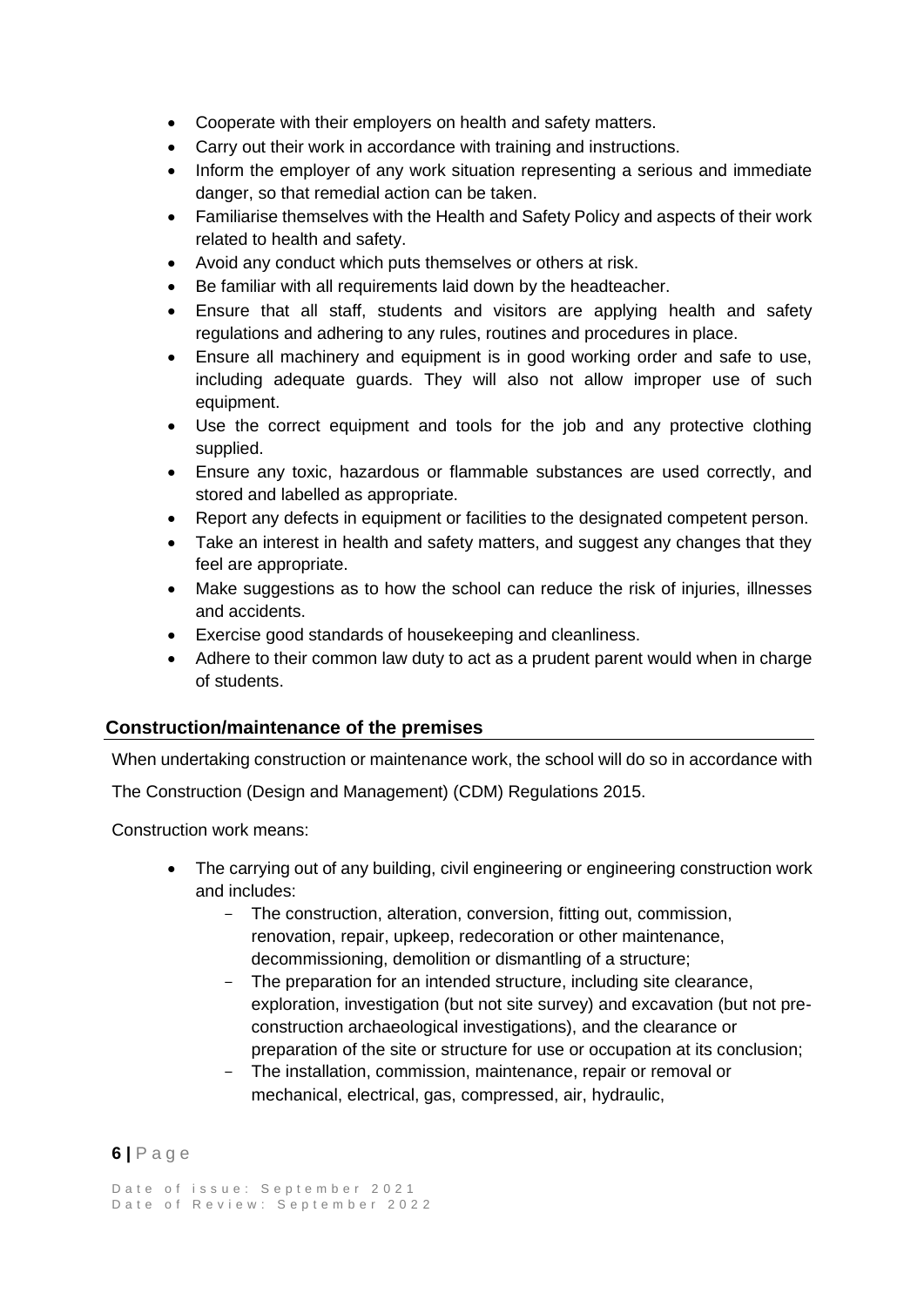- Cooperate with their employers on health and safety matters.
- Carry out their work in accordance with training and instructions.
- Inform the employer of any work situation representing a serious and immediate danger, so that remedial action can be taken.
- Familiarise themselves with the Health and Safety Policy and aspects of their work related to health and safety.
- Avoid any conduct which puts themselves or others at risk.
- Be familiar with all requirements laid down by the headteacher.
- Ensure that all staff, students and visitors are applying health and safety regulations and adhering to any rules, routines and procedures in place.
- Ensure all machinery and equipment is in good working order and safe to use, including adequate guards. They will also not allow improper use of such equipment.
- Use the correct equipment and tools for the job and any protective clothing supplied.
- Ensure any toxic, hazardous or flammable substances are used correctly, and stored and labelled as appropriate.
- Report any defects in equipment or facilities to the designated competent person.
- Take an interest in health and safety matters, and suggest any changes that they feel are appropriate.
- Make suggestions as to how the school can reduce the risk of injuries, illnesses and accidents.
- Exercise good standards of housekeeping and cleanliness.
- Adhere to their common law duty to act as a prudent parent would when in charge of students.

## Construction/maintenance of the premises

When undertaking construction or maintenance work, the school will do so in accordance with

The Construction (Design and Management) (CDM) Regulations 2015.

Construction work means:

- The carrying out of any building, civil engineering or engineering construction work and includes:
  - The construction, alteration, conversion, fitting out, commission, renovation, repair, upkeep, redecoration or other maintenance, decommissioning, demolition or dismantling of a structure;
  - The preparation for an intended structure, including site clearance, exploration, investigation (but not site survey) and excavation (but not pre-construction archaeological investigations), and the clearance or preparation of the site or structure for use or occupation at its conclusion;
  - The installation, commission, maintenance, repair or removal or mechanical, electrical, gas, compressed, air, hydraulic,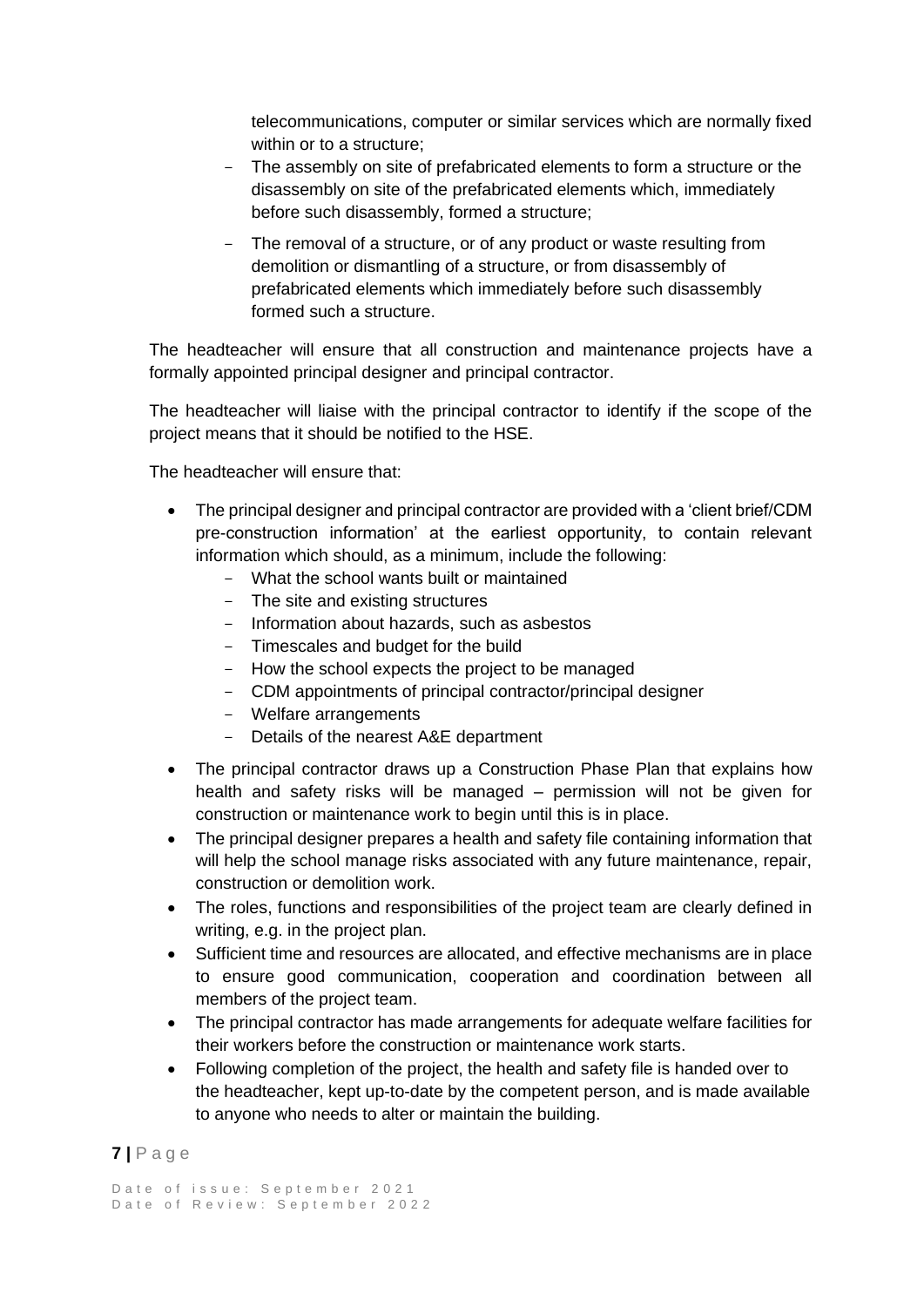telecommunications, computer or similar services which are normally fixed within or to a structure;

  - The assembly on site of prefabricated elements to form a structure or the disassembly on site of the prefabricated elements which, immediately before such disassembly, formed a structure;
  - The removal of a structure, or of any product or waste resulting from demolition or dismantling of a structure, or from disassembly of prefabricated elements which immediately before such disassembly formed such a structure.

The headteacher will ensure that all construction and maintenance projects have a formally appointed principal designer and principal contractor.

The headteacher will liaise with the principal contractor to identify if the scope of the project means that it should be notified to the HSE.

The headteacher will ensure that:

- The principal designer and principal contractor are provided with a 'client brief/CDM pre-construction information' at the earliest opportunity, to contain relevant information which should, as a minimum, include the following:
  - What the school wants built or maintained
  - The site and existing structures
  - Information about hazards, such as asbestos
  - Timescales and budget for the build
  - How the school expects the project to be managed
  - CDM appointments of principal contractor/principal designer
  - Welfare arrangements
  - Details of the nearest A&E department
- The principal contractor draws up a Construction Phase Plan that explains how health and safety risks will be managed – permission will not be given for construction or maintenance work to begin until this is in place.
- The principal designer prepares a health and safety file containing information that will help the school manage risks associated with any future maintenance, repair, construction or demolition work.
- The roles, functions and responsibilities of the project team are clearly defined in writing, e.g. in the project plan.
- Sufficient time and resources are allocated, and effective mechanisms are in place to ensure good communication, cooperation and coordination between all members of the project team.
- The principal contractor has made arrangements for adequate welfare facilities for their workers before the construction or maintenance work starts.
- Following completion of the project, the health and safety file is handed over to the headteacher, kept up-to-date by the competent person, and is made available to anyone who needs to alter or maintain the building.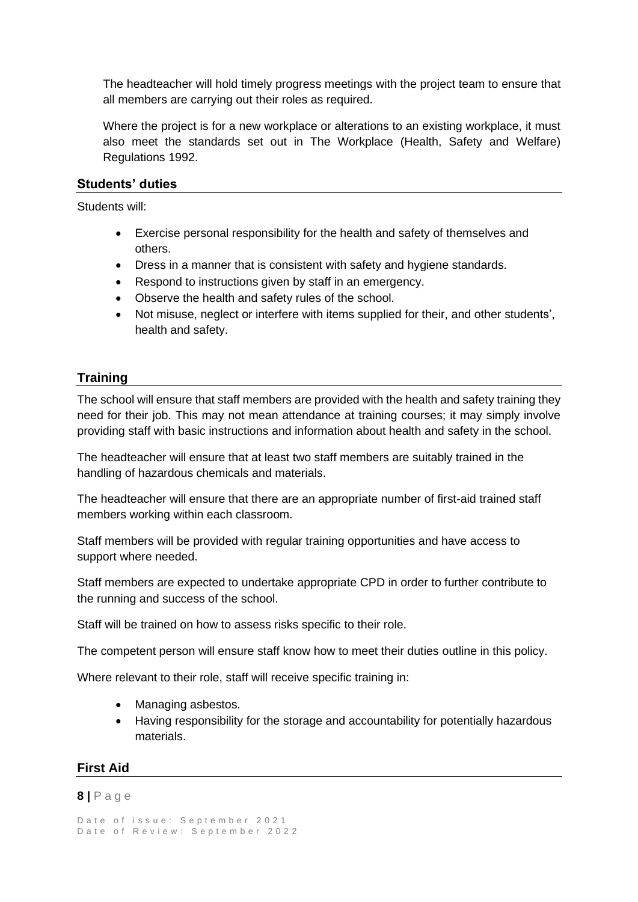The headteacher will hold timely progress meetings with the project team to ensure that all members are carrying out their roles as required.

Where the project is for a new workplace or alterations to an existing workplace, it must also meet the standards set out in The Workplace (Health, Safety and Welfare) Regulations 1992.

### Students' duties

Students will:

- Exercise personal responsibility for the health and safety of themselves and others.
- Dress in a manner that is consistent with safety and hygiene standards.
- Respond to instructions given by staff in an emergency.
- Observe the health and safety rules of the school.
- Not misuse, neglect or interfere with items supplied for their, and other students', health and safety.

### Training

The school will ensure that staff members are provided with the health and safety training they need for their job. This may not mean attendance at training courses; it may simply involve providing staff with basic instructions and information about health and safety in the school.

The headteacher will ensure that at least two staff members are suitably trained in the handling of hazardous chemicals and materials.

The headteacher will ensure that there are an appropriate number of first-aid trained staff members working within each classroom.

Staff members will be provided with regular training opportunities and have access to support where needed.

Staff members are expected to undertake appropriate CPD in order to further contribute to the running and success of the school.

Staff will be trained on how to assess risks specific to their role.

The competent person will ensure staff know how to meet their duties outline in this policy.

Where relevant to their role, staff will receive specific training in:

- Managing asbestos.
- Having responsibility for the storage and accountability for potentially hazardous materials.

### First Aid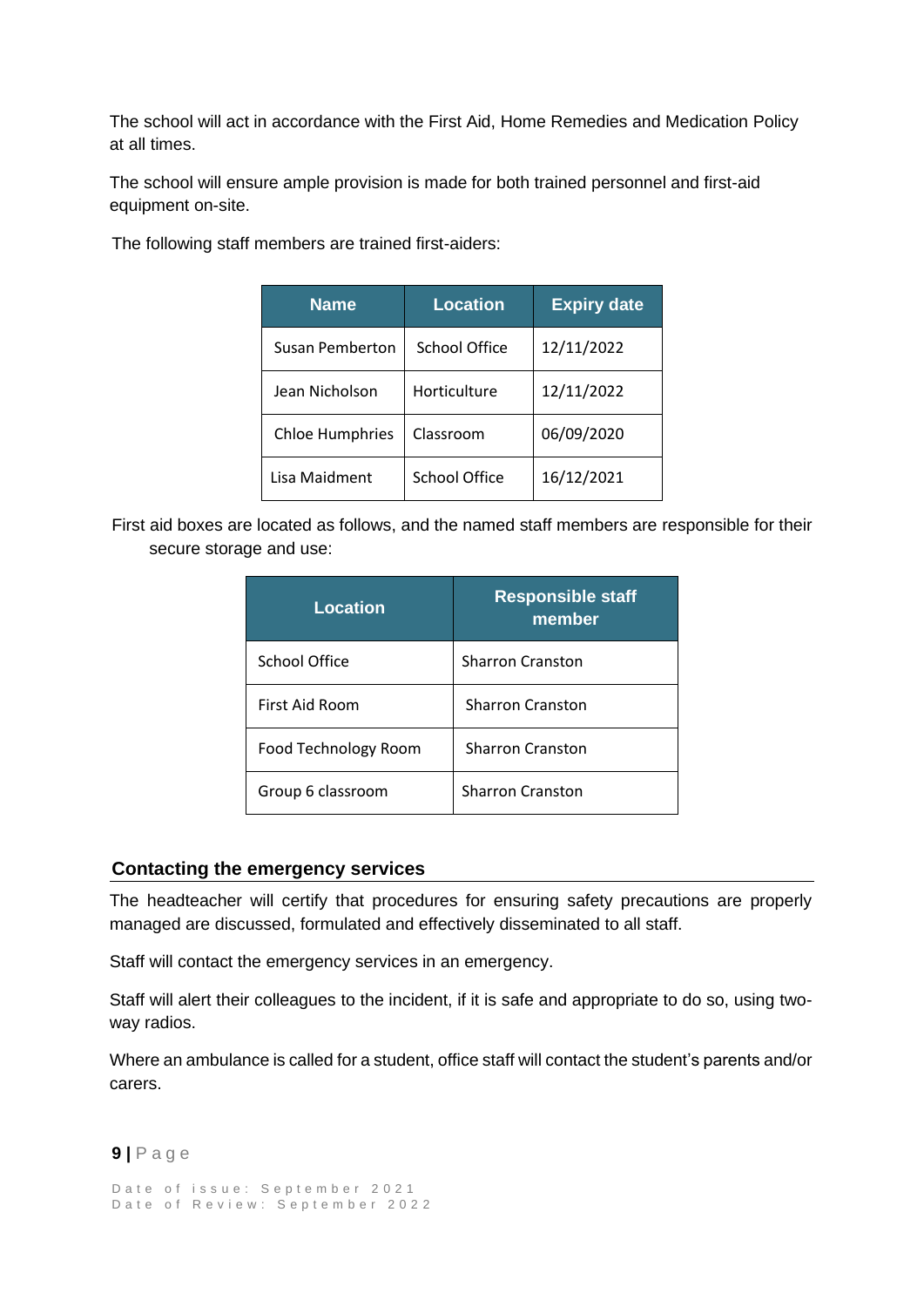The school will act in accordance with the First Aid, Home Remedies and Medication Policy at all times.

The school will ensure ample provision is made for both trained personnel and first-aid equipment on-site.

The following staff members are trained first-aiders:

| Name | Location | Expiry date |
|---|---|---|
| Susan Pemberton | School Office | 12/11/2022 |
| Jean Nicholson | Horticulture | 12/11/2022 |
| Chloe Humphries | Classroom | 06/09/2020 |
| Lisa Maidment | School Office | 16/12/2021 |

First aid boxes are located as follows, and the named staff members are responsible for their secure storage and use:

| Location | Responsible staff member |
|---|---|
| School Office | Sharron Cranston |
| First Aid Room | Sharron Cranston |
| Food Technology Room | Sharron Cranston |
| Group 6 classroom | Sharron Cranston |

## Contacting the emergency services

The headteacher will certify that procedures for ensuring safety precautions are properly managed are discussed, formulated and effectively disseminated to all staff.

Staff will contact the emergency services in an emergency.

Staff will alert their colleagues to the incident, if it is safe and appropriate to do so, using two-way radios.

Where an ambulance is called for a student, office staff will contact the student's parents and/or carers.

Date of issue: September 2021
Date of Review: September 2022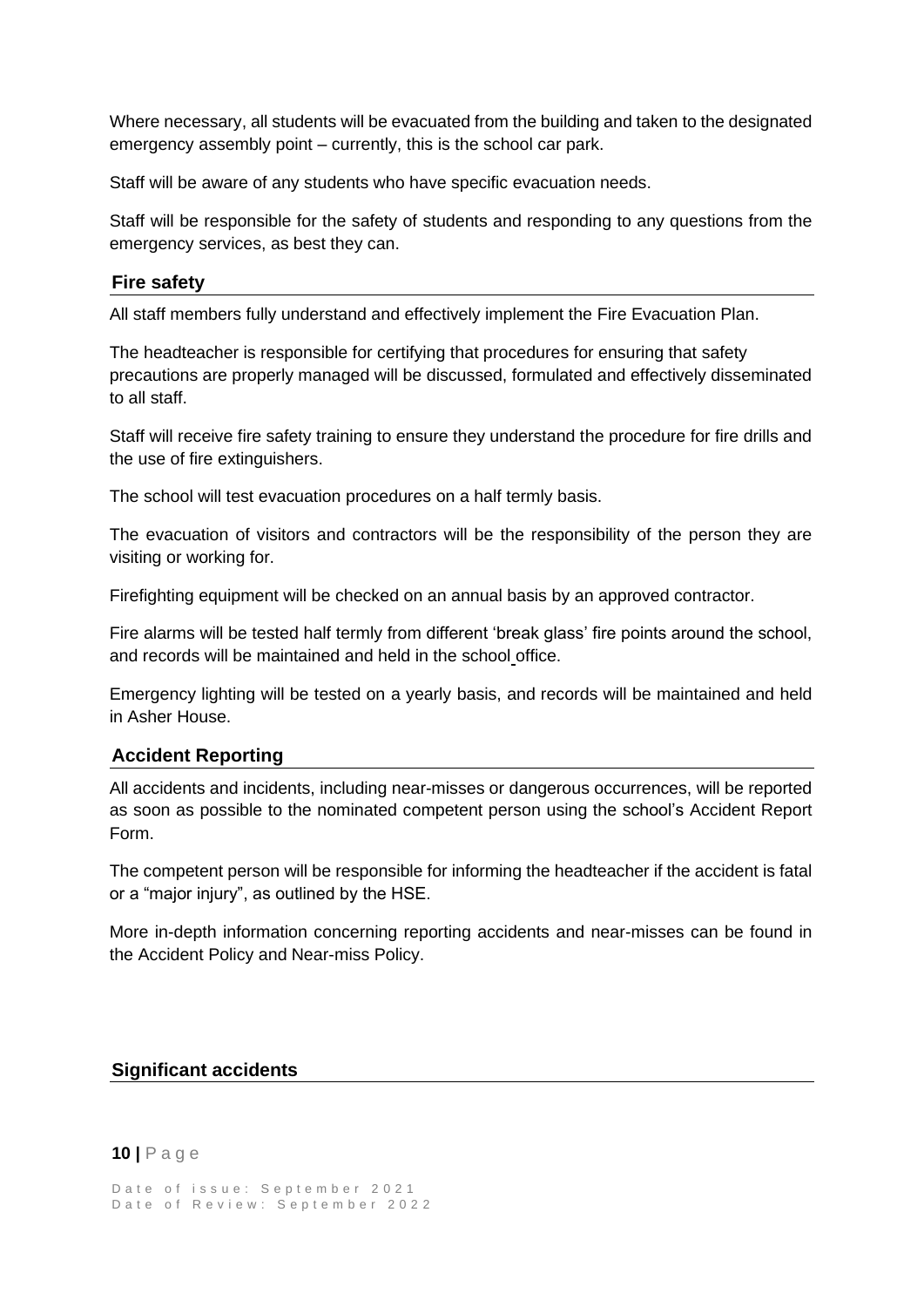Where necessary, all students will be evacuated from the building and taken to the designated emergency assembly point – currently, this is the school car park.

Staff will be aware of any students who have specific evacuation needs.

Staff will be responsible for the safety of students and responding to any questions from the emergency services, as best they can.

## Fire safety

All staff members fully understand and effectively implement the Fire Evacuation Plan.

The headteacher is responsible for certifying that procedures for ensuring that safety precautions are properly managed will be discussed, formulated and effectively disseminated to all staff.

Staff will receive fire safety training to ensure they understand the procedure for fire drills and the use of fire extinguishers.

The school will test evacuation procedures on a half termly basis.

The evacuation of visitors and contractors will be the responsibility of the person they are visiting or working for.

Firefighting equipment will be checked on an annual basis by an approved contractor.

Fire alarms will be tested half termly from different 'break glass' fire points around the school, and records will be maintained and held in the school office.

Emergency lighting will be tested on a yearly basis, and records will be maintained and held in Asher House.

## Accident Reporting

All accidents and incidents, including near-misses or dangerous occurrences, will be reported as soon as possible to the nominated competent person using the school's Accident Report Form.

The competent person will be responsible for informing the headteacher if the accident is fatal or a "major injury", as outlined by the HSE.

More in-depth information concerning reporting accidents and near-misses can be found in the Accident Policy and Near-miss Policy.

## Significant accidents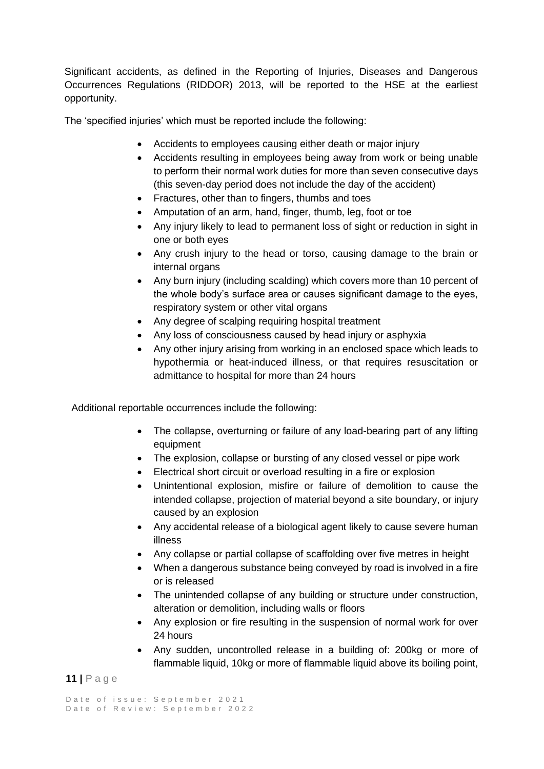Significant accidents, as defined in the Reporting of Injuries, Diseases and Dangerous Occurrences Regulations (RIDDOR) 2013, will be reported to the HSE at the earliest opportunity.

The 'specified injuries' which must be reported include the following:

- Accidents to employees causing either death or major injury
- Accidents resulting in employees being away from work or being unable to perform their normal work duties for more than seven consecutive days (this seven-day period does not include the day of the accident)
- Fractures, other than to fingers, thumbs and toes
- Amputation of an arm, hand, finger, thumb, leg, foot or toe
- Any injury likely to lead to permanent loss of sight or reduction in sight in one or both eyes
- Any crush injury to the head or torso, causing damage to the brain or internal organs
- Any burn injury (including scalding) which covers more than 10 percent of the whole body's surface area or causes significant damage to the eyes, respiratory system or other vital organs
- Any degree of scalping requiring hospital treatment
- Any loss of consciousness caused by head injury or asphyxia
- Any other injury arising from working in an enclosed space which leads to hypothermia or heat-induced illness, or that requires resuscitation or admittance to hospital for more than 24 hours

Additional reportable occurrences include the following:

- The collapse, overturning or failure of any load-bearing part of any lifting equipment
- The explosion, collapse or bursting of any closed vessel or pipe work
- Electrical short circuit or overload resulting in a fire or explosion
- Unintentional explosion, misfire or failure of demolition to cause the intended collapse, projection of material beyond a site boundary, or injury caused by an explosion
- Any accidental release of a biological agent likely to cause severe human illness
- Any collapse or partial collapse of scaffolding over five metres in height
- When a dangerous substance being conveyed by road is involved in a fire or is released
- The unintended collapse of any building or structure under construction, alteration or demolition, including walls or floors
- Any explosion or fire resulting in the suspension of normal work for over 24 hours
- Any sudden, uncontrolled release in a building of: 200kg or more of flammable liquid, 10kg or more of flammable liquid above its boiling point,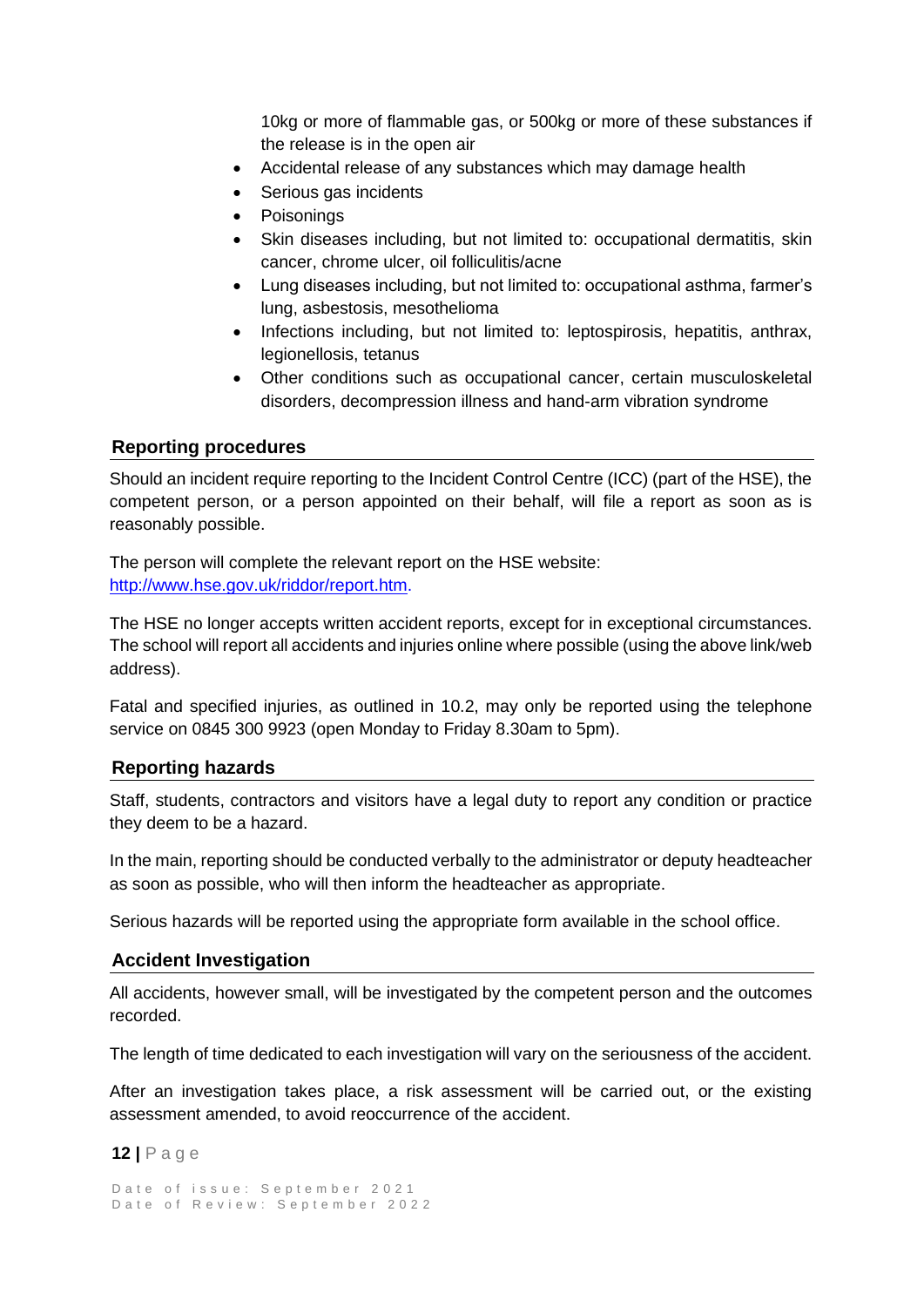10kg or more of flammable gas, or 500kg or more of these substances if the release is in the open air

- Accidental release of any substances which may damage health
- Serious gas incidents
- Poisonings
- Skin diseases including, but not limited to: occupational dermatitis, skin cancer, chrome ulcer, oil folliculitis/acne
- Lung diseases including, but not limited to: occupational asthma, farmer's lung, asbestosis, mesothelioma
- Infections including, but not limited to: leptospirosis, hepatitis, anthrax, legionellosis, tetanus
- Other conditions such as occupational cancer, certain musculoskeletal disorders, decompression illness and hand-arm vibration syndrome

### Reporting procedures

Should an incident require reporting to the Incident Control Centre (ICC) (part of the HSE), the competent person, or a person appointed on their behalf, will file a report as soon as is reasonably possible.

The person will complete the relevant report on the HSE website: [http://www.hse.gov.uk/riddor/report.htm](http://www.hse.gov.uk/riddor/report.htm).

The HSE no longer accepts written accident reports, except for in exceptional circumstances. The school will report all accidents and injuries online where possible (using the above link/web address).

Fatal and specified injuries, as outlined in 10.2, may only be reported using the telephone service on 0845 300 9923 (open Monday to Friday 8.30am to 5pm).

### Reporting hazards

Staff, students, contractors and visitors have a legal duty to report any condition or practice they deem to be a hazard.

In the main, reporting should be conducted verbally to the administrator or deputy headteacher as soon as possible, who will then inform the headteacher as appropriate.

Serious hazards will be reported using the appropriate form available in the school office.

### Accident Investigation

All accidents, however small, will be investigated by the competent person and the outcomes recorded.

The length of time dedicated to each investigation will vary on the seriousness of the accident.

After an investigation takes place, a risk assessment will be carried out, or the existing assessment amended, to avoid reoccurrence of the accident.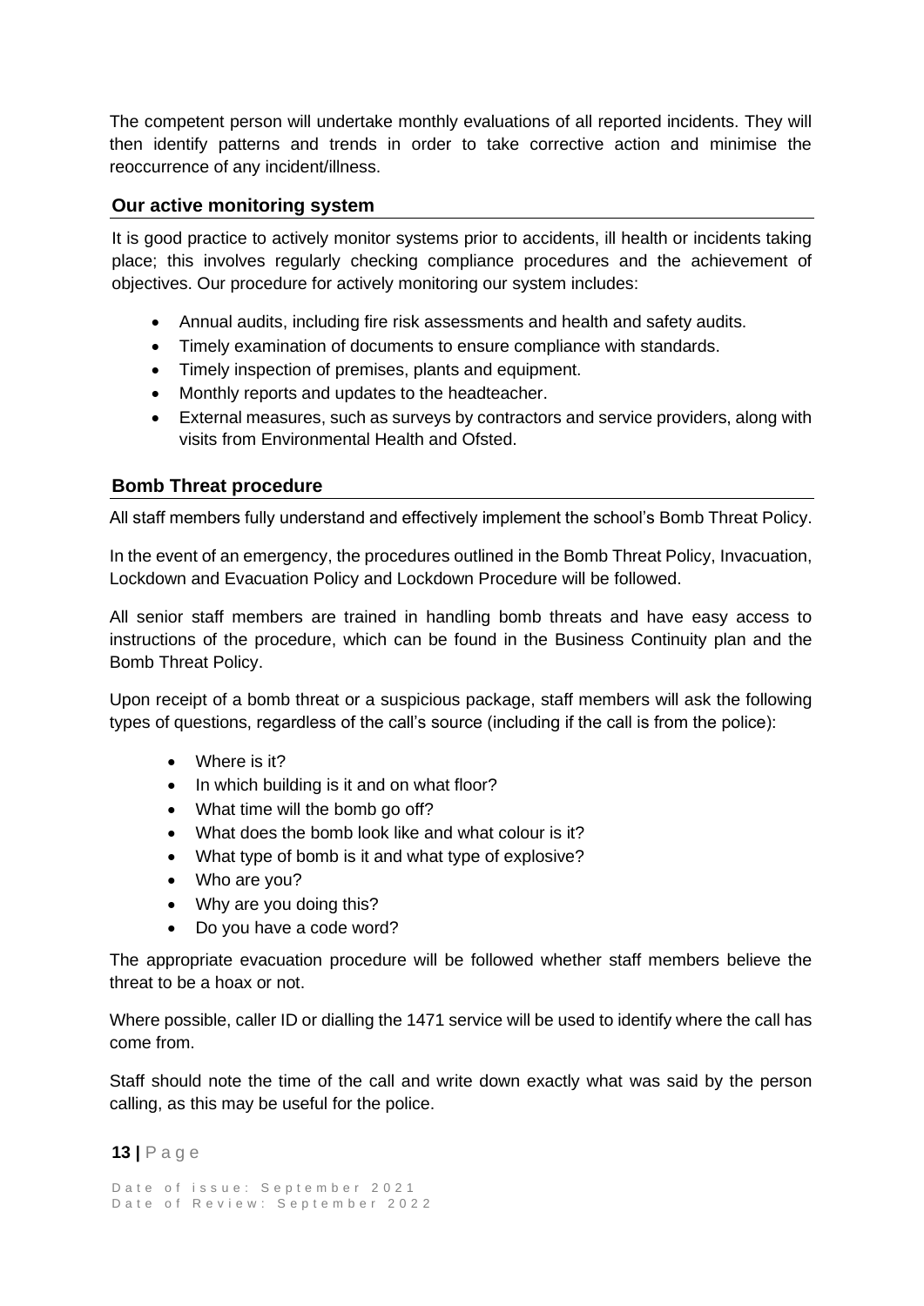The competent person will undertake monthly evaluations of all reported incidents. They will then identify patterns and trends in order to take corrective action and minimise the reoccurrence of any incident/illness.

### Our active monitoring system

It is good practice to actively monitor systems prior to accidents, ill health or incidents taking place; this involves regularly checking compliance procedures and the achievement of objectives. Our procedure for actively monitoring our system includes:

- Annual audits, including fire risk assessments and health and safety audits.
- Timely examination of documents to ensure compliance with standards.
- Timely inspection of premises, plants and equipment.
- Monthly reports and updates to the headteacher.
- External measures, such as surveys by contractors and service providers, along with visits from Environmental Health and Ofsted.

### Bomb Threat procedure

All staff members fully understand and effectively implement the school's Bomb Threat Policy.

In the event of an emergency, the procedures outlined in the Bomb Threat Policy, Invacuation, Lockdown and Evacuation Policy and Lockdown Procedure will be followed.

All senior staff members are trained in handling bomb threats and have easy access to instructions of the procedure, which can be found in the Business Continuity plan and the Bomb Threat Policy.

Upon receipt of a bomb threat or a suspicious package, staff members will ask the following types of questions, regardless of the call's source (including if the call is from the police):

- Where is it?
- In which building is it and on what floor?
- What time will the bomb go off?
- What does the bomb look like and what colour is it?
- What type of bomb is it and what type of explosive?
- Who are you?
- Why are you doing this?
- Do you have a code word?

The appropriate evacuation procedure will be followed whether staff members believe the threat to be a hoax or not.

Where possible, caller ID or dialling the 1471 service will be used to identify where the call has come from.

Staff should note the time of the call and write down exactly what was said by the person calling, as this may be useful for the police.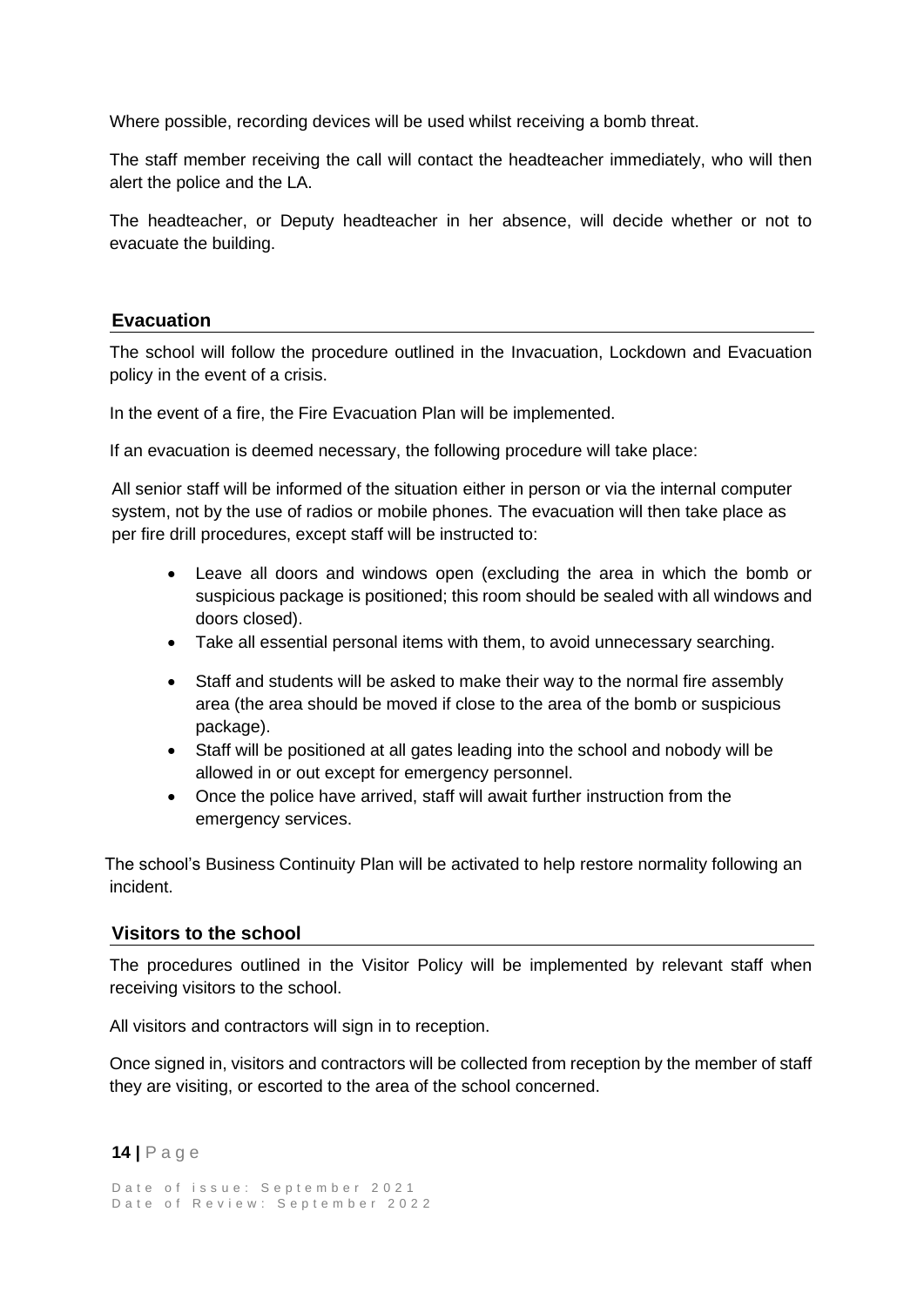Where possible, recording devices will be used whilst receiving a bomb threat.

The staff member receiving the call will contact the headteacher immediately, who will then alert the police and the LA.

The headteacher, or Deputy headteacher in her absence, will decide whether or not to evacuate the building.

## Evacuation

The school will follow the procedure outlined in the Invacuation, Lockdown and Evacuation policy in the event of a crisis.

In the event of a fire, the Fire Evacuation Plan will be implemented.

If an evacuation is deemed necessary, the following procedure will take place:

All senior staff will be informed of the situation either in person or via the internal computer system, not by the use of radios or mobile phones. The evacuation will then take place as per fire drill procedures, except staff will be instructed to:

- Leave all doors and windows open (excluding the area in which the bomb or suspicious package is positioned; this room should be sealed with all windows and doors closed).
- Take all essential personal items with them, to avoid unnecessary searching.
- Staff and students will be asked to make their way to the normal fire assembly area (the area should be moved if close to the area of the bomb or suspicious package).
- Staff will be positioned at all gates leading into the school and nobody will be allowed in or out except for emergency personnel.
- Once the police have arrived, staff will await further instruction from the emergency services.

The school's Business Continuity Plan will be activated to help restore normality following an incident.

## Visitors to the school

The procedures outlined in the Visitor Policy will be implemented by relevant staff when receiving visitors to the school.

All visitors and contractors will sign in to reception.

Once signed in, visitors and contractors will be collected from reception by the member of staff they are visiting, or escorted to the area of the school concerned.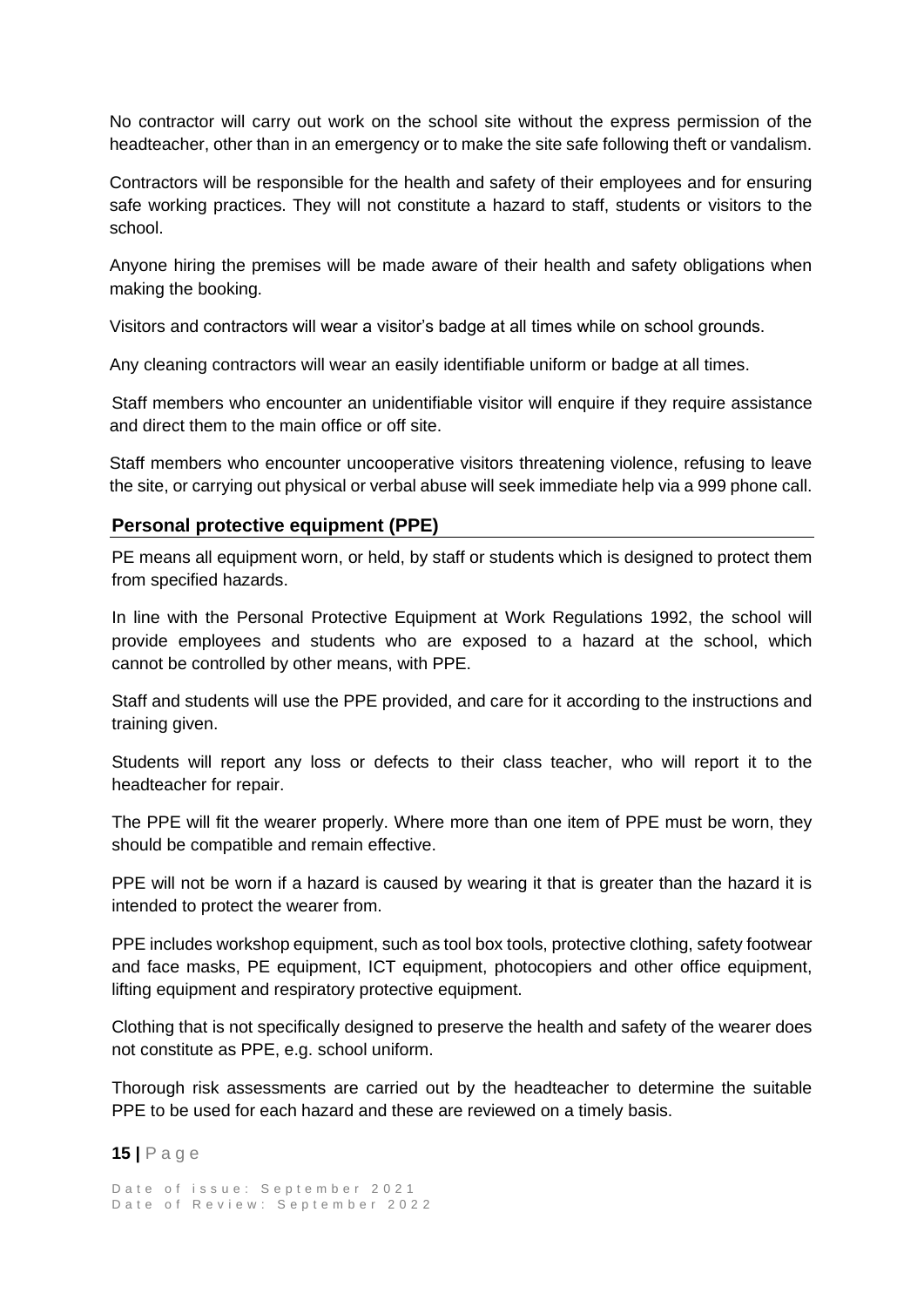No contractor will carry out work on the school site without the express permission of the headteacher, other than in an emergency or to make the site safe following theft or vandalism.

Contractors will be responsible for the health and safety of their employees and for ensuring safe working practices. They will not constitute a hazard to staff, students or visitors to the school.

Anyone hiring the premises will be made aware of their health and safety obligations when making the booking.

Visitors and contractors will wear a visitor's badge at all times while on school grounds.

Any cleaning contractors will wear an easily identifiable uniform or badge at all times.

Staff members who encounter an unidentifiable visitor will enquire if they require assistance and direct them to the main office or off site.

Staff members who encounter uncooperative visitors threatening violence, refusing to leave the site, or carrying out physical or verbal abuse will seek immediate help via a 999 phone call.

## Personal protective equipment (PPE)

PE means all equipment worn, or held, by staff or students which is designed to protect them from specified hazards.

In line with the Personal Protective Equipment at Work Regulations 1992, the school will provide employees and students who are exposed to a hazard at the school, which cannot be controlled by other means, with PPE.

Staff and students will use the PPE provided, and care for it according to the instructions and training given.

Students will report any loss or defects to their class teacher, who will report it to the headteacher for repair.

The PPE will fit the wearer properly. Where more than one item of PPE must be worn, they should be compatible and remain effective.

PPE will not be worn if a hazard is caused by wearing it that is greater than the hazard it is intended to protect the wearer from.

PPE includes workshop equipment, such as tool box tools, protective clothing, safety footwear and face masks, PE equipment, ICT equipment, photocopiers and other office equipment, lifting equipment and respiratory protective equipment.

Clothing that is not specifically designed to preserve the health and safety of the wearer does not constitute as PPE, e.g. school uniform.

Thorough risk assessments are carried out by the headteacher to determine the suitable PPE to be used for each hazard and these are reviewed on a timely basis.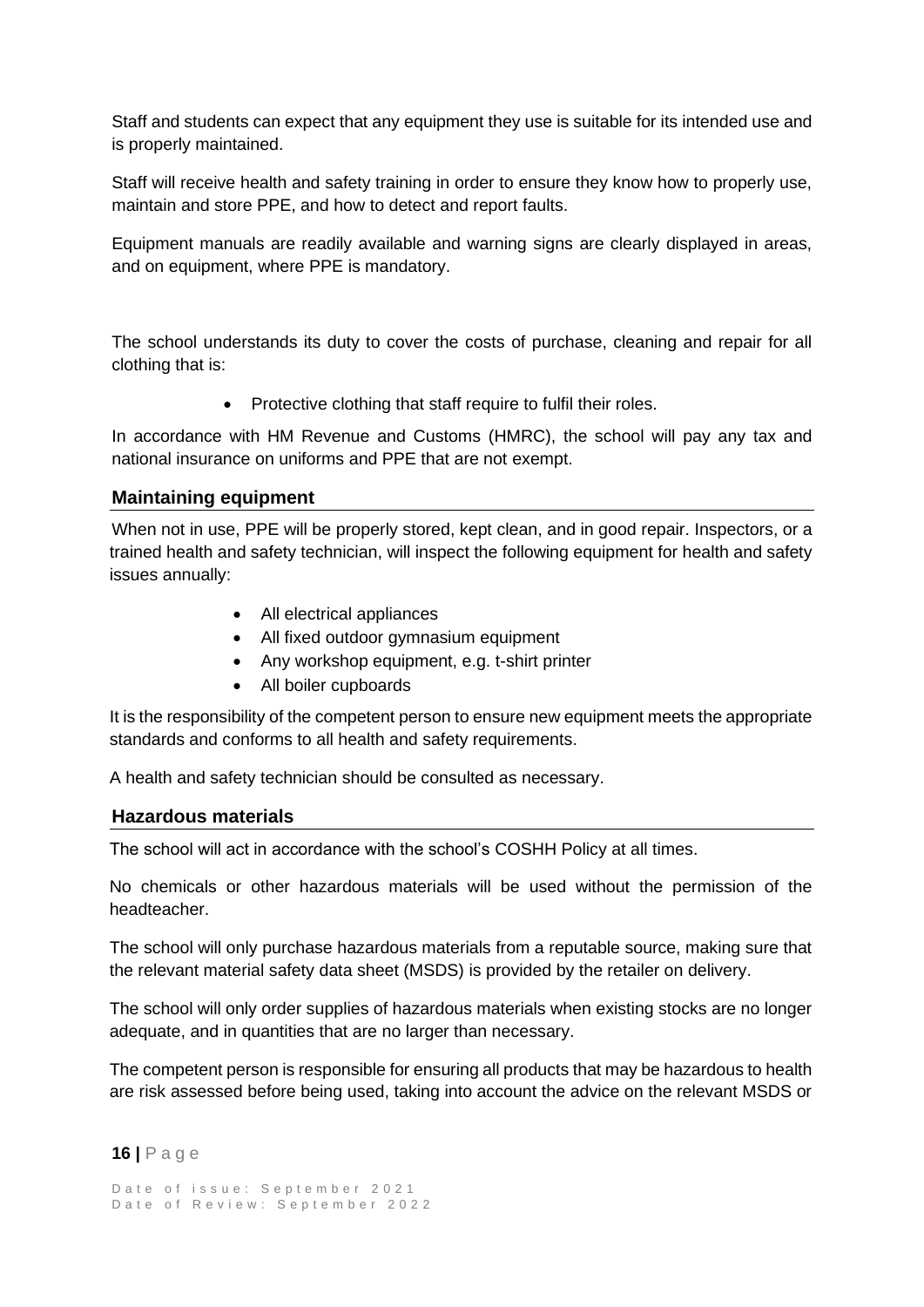Staff and students can expect that any equipment they use is suitable for its intended use and is properly maintained.

Staff will receive health and safety training in order to ensure they know how to properly use, maintain and store PPE, and how to detect and report faults.

Equipment manuals are readily available and warning signs are clearly displayed in areas, and on equipment, where PPE is mandatory.

The school understands its duty to cover the costs of purchase, cleaning and repair for all clothing that is:

- Protective clothing that staff require to fulfil their roles.

In accordance with HM Revenue and Customs (HMRC), the school will pay any tax and national insurance on uniforms and PPE that are not exempt.

## Maintaining equipment

When not in use, PPE will be properly stored, kept clean, and in good repair. Inspectors, or a trained health and safety technician, will inspect the following equipment for health and safety issues annually:

- All electrical appliances
- All fixed outdoor gymnasium equipment
- Any workshop equipment, e.g. t-shirt printer
- All boiler cupboards

It is the responsibility of the competent person to ensure new equipment meets the appropriate standards and conforms to all health and safety requirements.

A health and safety technician should be consulted as necessary.

## Hazardous materials

The school will act in accordance with the school's COSHH Policy at all times.

No chemicals or other hazardous materials will be used without the permission of the headteacher.

The school will only purchase hazardous materials from a reputable source, making sure that the relevant material safety data sheet (MSDS) is provided by the retailer on delivery.

The school will only order supplies of hazardous materials when existing stocks are no longer adequate, and in quantities that are no larger than necessary.

The competent person is responsible for ensuring all products that may be hazardous to health are risk assessed before being used, taking into account the advice on the relevant MSDS or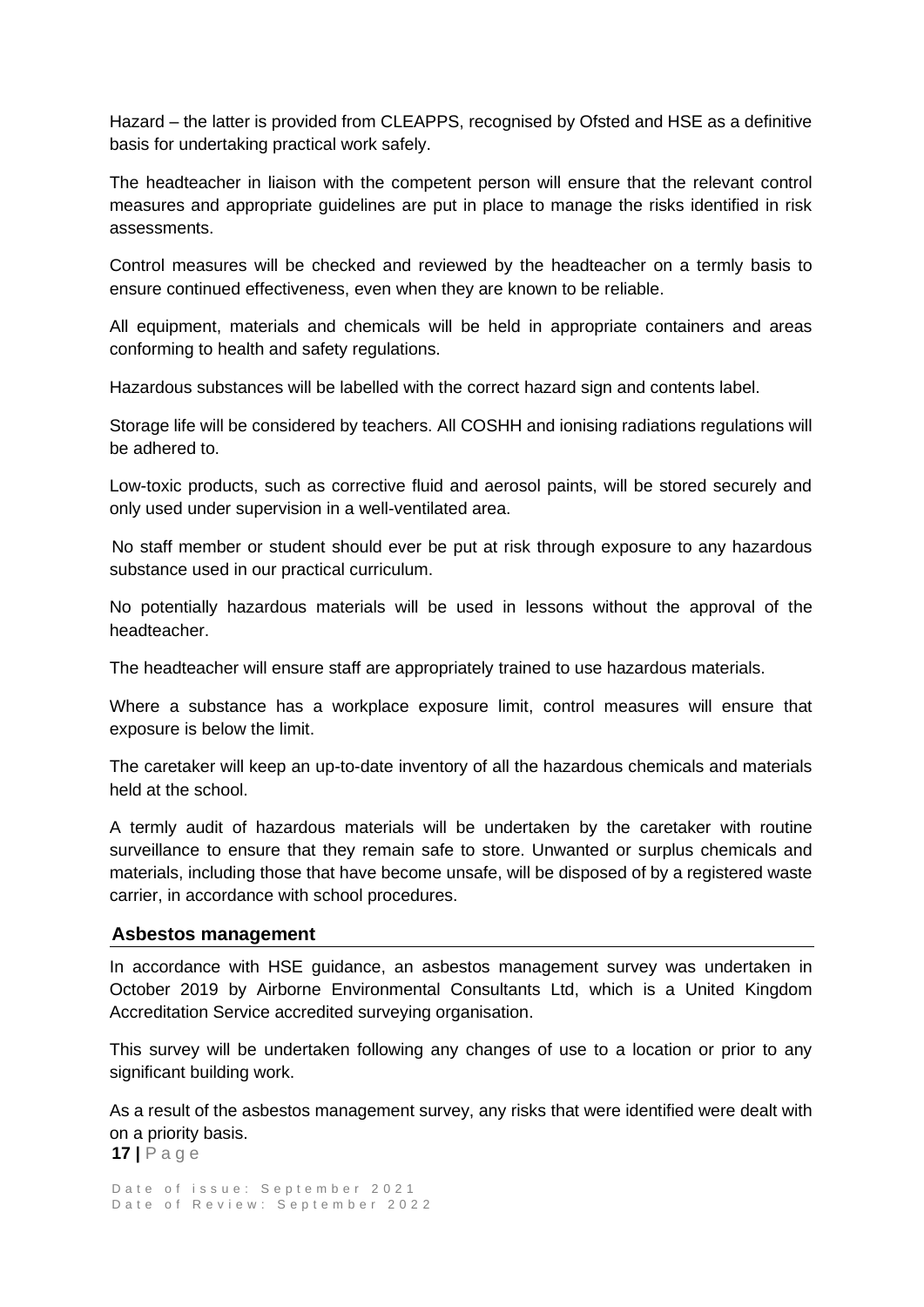Hazard – the latter is provided from CLEAPPS, recognised by Ofsted and HSE as a definitive basis for undertaking practical work safely.

The headteacher in liaison with the competent person will ensure that the relevant control measures and appropriate guidelines are put in place to manage the risks identified in risk assessments.

Control measures will be checked and reviewed by the headteacher on a termly basis to ensure continued effectiveness, even when they are known to be reliable.

All equipment, materials and chemicals will be held in appropriate containers and areas conforming to health and safety regulations.

Hazardous substances will be labelled with the correct hazard sign and contents label.

Storage life will be considered by teachers. All COSHH and ionising radiations regulations will be adhered to.

Low-toxic products, such as corrective fluid and aerosol paints, will be stored securely and only used under supervision in a well-ventilated area.

No staff member or student should ever be put at risk through exposure to any hazardous substance used in our practical curriculum.

No potentially hazardous materials will be used in lessons without the approval of the headteacher.

The headteacher will ensure staff are appropriately trained to use hazardous materials.

Where a substance has a workplace exposure limit, control measures will ensure that exposure is below the limit.

The caretaker will keep an up-to-date inventory of all the hazardous chemicals and materials held at the school.

A termly audit of hazardous materials will be undertaken by the caretaker with routine surveillance to ensure that they remain safe to store. Unwanted or surplus chemicals and materials, including those that have become unsafe, will be disposed of by a registered waste carrier, in accordance with school procedures.

## Asbestos management

In accordance with HSE guidance, an asbestos management survey was undertaken in October 2019 by Airborne Environmental Consultants Ltd, which is a United Kingdom Accreditation Service accredited surveying organisation.

This survey will be undertaken following any changes of use to a location or prior to any significant building work.

As a result of the asbestos management survey, any risks that were identified were dealt with on a priority basis.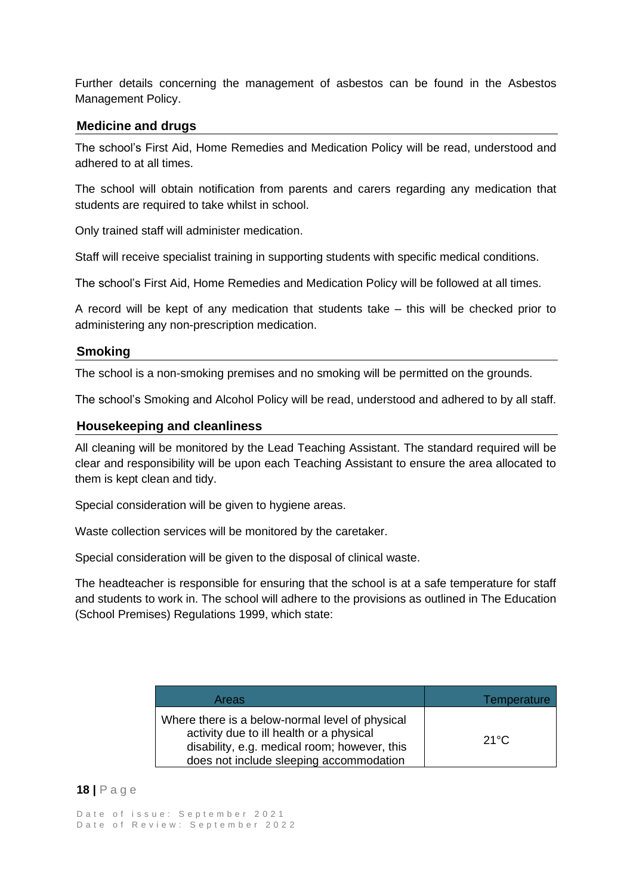Further details concerning the management of asbestos can be found in the Asbestos Management Policy.

## Medicine and drugs

The school's First Aid, Home Remedies and Medication Policy will be read, understood and adhered to at all times.

The school will obtain notification from parents and carers regarding any medication that students are required to take whilst in school.

Only trained staff will administer medication.

Staff will receive specialist training in supporting students with specific medical conditions.

The school's First Aid, Home Remedies and Medication Policy will be followed at all times.

A record will be kept of any medication that students take – this will be checked prior to administering any non-prescription medication.

## Smoking

The school is a non-smoking premises and no smoking will be permitted on the grounds.

The school's Smoking and Alcohol Policy will be read, understood and adhered to by all staff.

## Housekeeping and cleanliness

All cleaning will be monitored by the Lead Teaching Assistant. The standard required will be clear and responsibility will be upon each Teaching Assistant to ensure the area allocated to them is kept clean and tidy.

Special consideration will be given to hygiene areas.

Waste collection services will be monitored by the caretaker.

Special consideration will be given to the disposal of clinical waste.

The headteacher is responsible for ensuring that the school is at a safe temperature for staff and students to work in. The school will adhere to the provisions as outlined in The Education (School Premises) Regulations 1999, which state:

| Areas | Temperature |
| --- | --- |
| Where there is a below-normal level of physical activity due to ill health or a physical disability, e.g. medical room; however, this does not include sleeping accommodation | 21°C |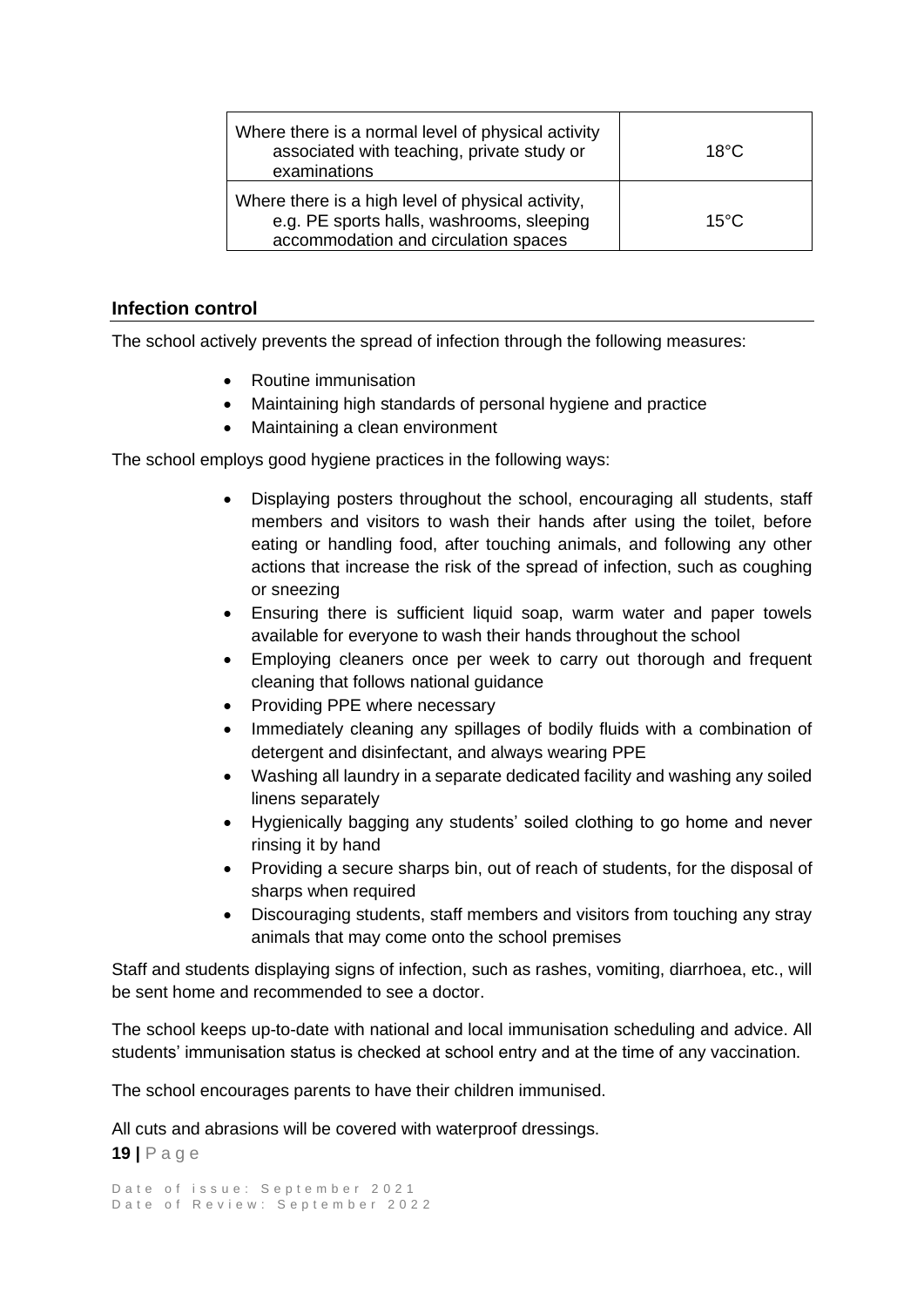| | |
|---|---|
| Where there is a normal level of physical activity associated with teaching, private study or examinations | 18°C |
| Where there is a high level of physical activity, e.g. PE sports halls, washrooms, sleeping accommodation and circulation spaces | 15°C |

## Infection control

The school actively prevents the spread of infection through the following measures:

- Routine immunisation
- Maintaining high standards of personal hygiene and practice
- Maintaining a clean environment

The school employs good hygiene practices in the following ways:

- Displaying posters throughout the school, encouraging all students, staff members and visitors to wash their hands after using the toilet, before eating or handling food, after touching animals, and following any other actions that increase the risk of the spread of infection, such as coughing or sneezing
- Ensuring there is sufficient liquid soap, warm water and paper towels available for everyone to wash their hands throughout the school
- Employing cleaners once per week to carry out thorough and frequent cleaning that follows national guidance
- Providing PPE where necessary
- Immediately cleaning any spillages of bodily fluids with a combination of detergent and disinfectant, and always wearing PPE
- Washing all laundry in a separate dedicated facility and washing any soiled linens separately
- Hygienically bagging any students' soiled clothing to go home and never rinsing it by hand
- Providing a secure sharps bin, out of reach of students, for the disposal of sharps when required
- Discouraging students, staff members and visitors from touching any stray animals that may come onto the school premises

Staff and students displaying signs of infection, such as rashes, vomiting, diarrhoea, etc., will be sent home and recommended to see a doctor.

The school keeps up-to-date with national and local immunisation scheduling and advice. All students' immunisation status is checked at school entry and at the time of any vaccination.

The school encourages parents to have their children immunised.

All cuts and abrasions will be covered with waterproof dressings.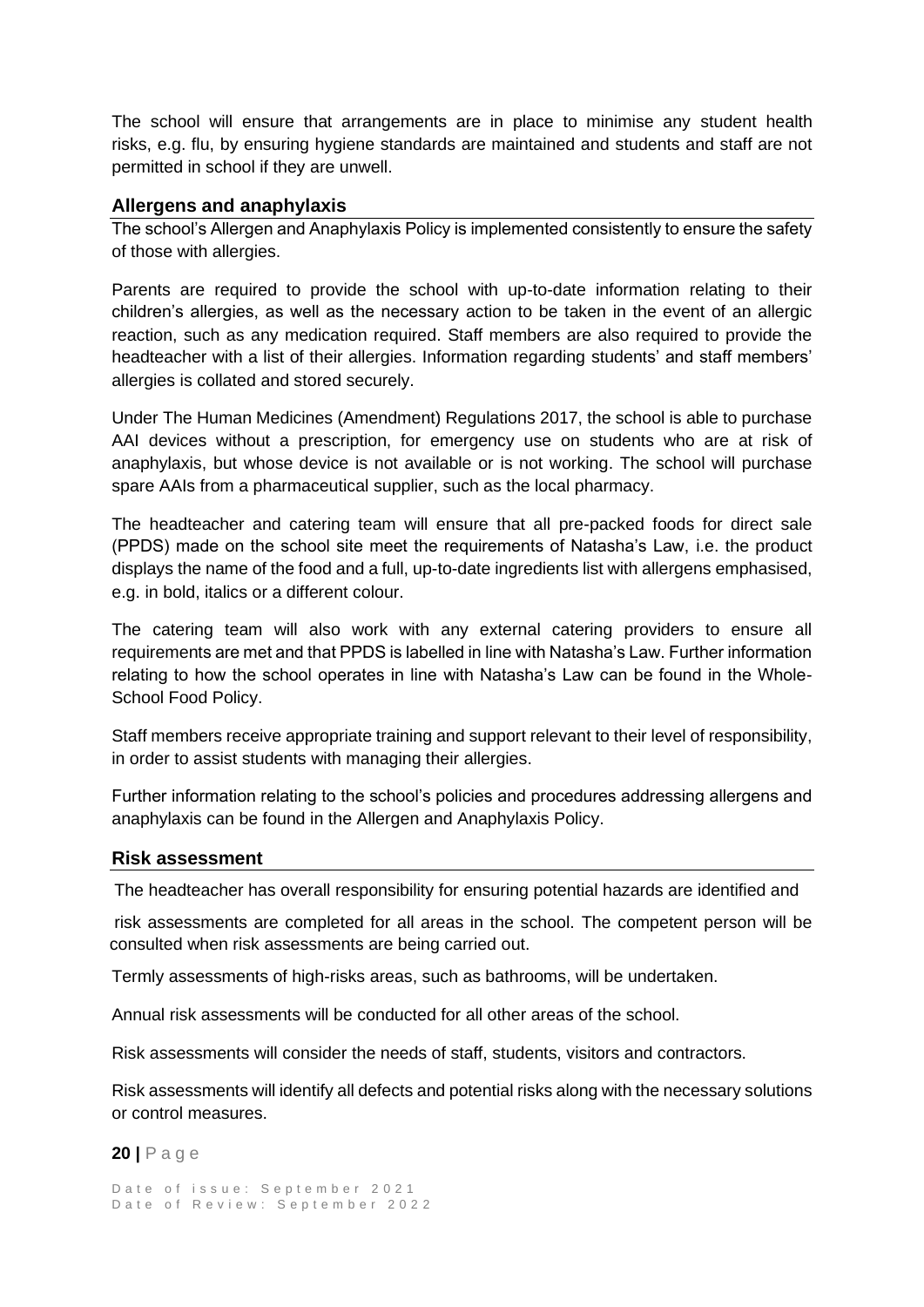The school will ensure that arrangements are in place to minimise any student health risks, e.g. flu, by ensuring hygiene standards are maintained and students and staff are not permitted in school if they are unwell.

## Allergens and anaphylaxis

The school's Allergen and Anaphylaxis Policy is implemented consistently to ensure the safety of those with allergies.

Parents are required to provide the school with up-to-date information relating to their children's allergies, as well as the necessary action to be taken in the event of an allergic reaction, such as any medication required. Staff members are also required to provide the headteacher with a list of their allergies. Information regarding students' and staff members' allergies is collated and stored securely.

Under The Human Medicines (Amendment) Regulations 2017, the school is able to purchase AAI devices without a prescription, for emergency use on students who are at risk of anaphylaxis, but whose device is not available or is not working. The school will purchase spare AAIs from a pharmaceutical supplier, such as the local pharmacy.

The headteacher and catering team will ensure that all pre-packed foods for direct sale (PPDS) made on the school site meet the requirements of Natasha's Law, i.e. the product displays the name of the food and a full, up-to-date ingredients list with allergens emphasised, e.g. in bold, italics or a different colour.

The catering team will also work with any external catering providers to ensure all requirements are met and that PPDS is labelled in line with Natasha's Law. Further information relating to how the school operates in line with Natasha's Law can be found in the Whole-School Food Policy.

Staff members receive appropriate training and support relevant to their level of responsibility, in order to assist students with managing their allergies.

Further information relating to the school's policies and procedures addressing allergens and anaphylaxis can be found in the Allergen and Anaphylaxis Policy.

## Risk assessment

The headteacher has overall responsibility for ensuring potential hazards are identified and risk assessments are completed for all areas in the school. The competent person will be consulted when risk assessments are being carried out.

Termly assessments of high-risks areas, such as bathrooms, will be undertaken.

Annual risk assessments will be conducted for all other areas of the school.

Risk assessments will consider the needs of staff, students, visitors and contractors.

Risk assessments will identify all defects and potential risks along with the necessary solutions or control measures.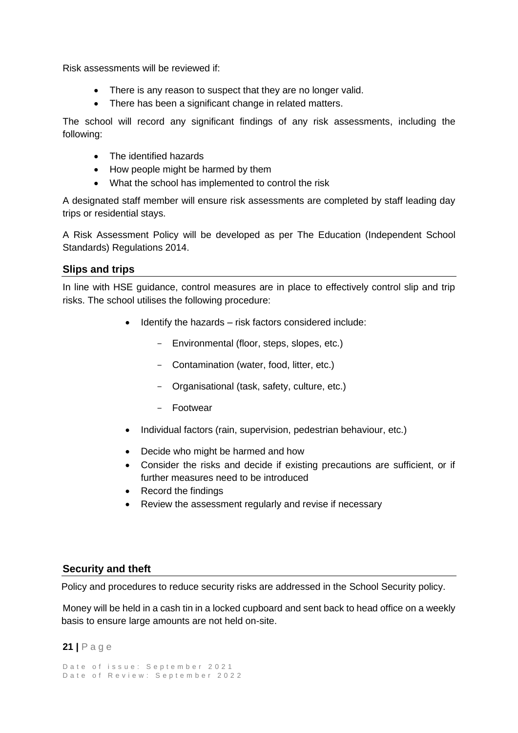Risk assessments will be reviewed if:

- There is any reason to suspect that they are no longer valid.
- There has been a significant change in related matters.

The school will record any significant findings of any risk assessments, including the following:

- The identified hazards
- How people might be harmed by them
- What the school has implemented to control the risk

A designated staff member will ensure risk assessments are completed by staff leading day trips or residential stays.

A Risk Assessment Policy will be developed as per The Education (Independent School Standards) Regulations 2014.

### Slips and trips

In line with HSE guidance, control measures are in place to effectively control slip and trip risks. The school utilises the following procedure:

- Identify the hazards – risk factors considered include:
  - Environmental (floor, steps, slopes, etc.)
  - Contamination (water, food, litter, etc.)
  - Organisational (task, safety, culture, etc.)
  - Footwear
- Individual factors (rain, supervision, pedestrian behaviour, etc.)
- Decide who might be harmed and how
- Consider the risks and decide if existing precautions are sufficient, or if further measures need to be introduced
- Record the findings
- Review the assessment regularly and revise if necessary

### Security and theft

Policy and procedures to reduce security risks are addressed in the School Security policy.

Money will be held in a cash tin in a locked cupboard and sent back to head office on a weekly basis to ensure large amounts are not held on-site.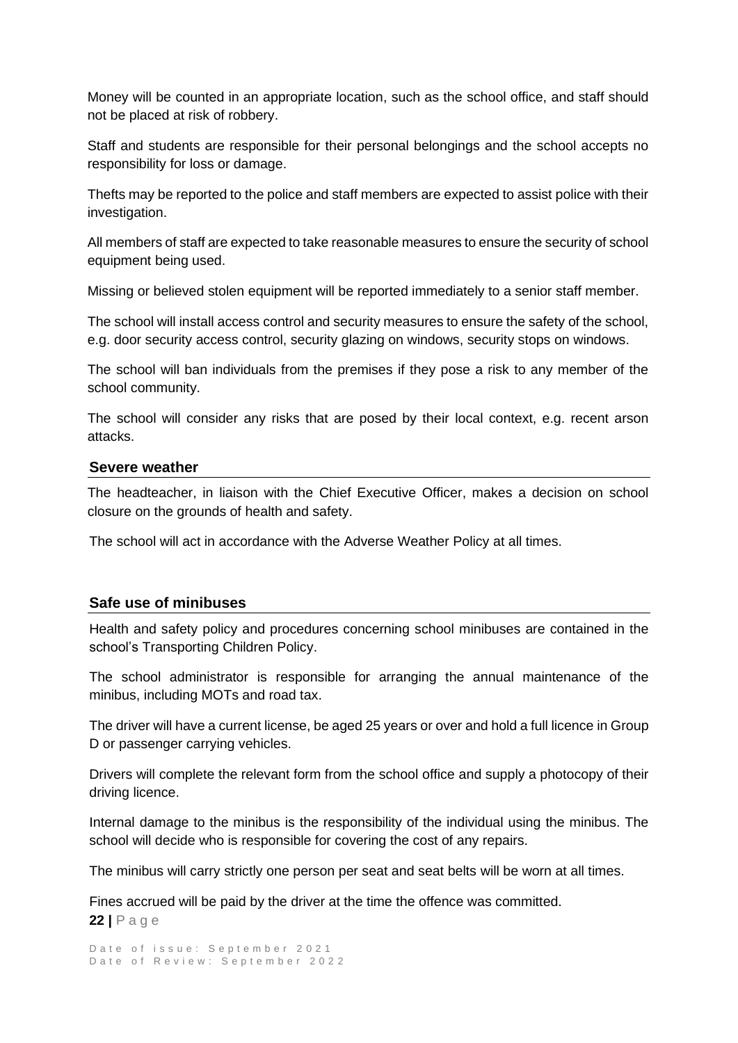Money will be counted in an appropriate location, such as the school office, and staff should not be placed at risk of robbery.

Staff and students are responsible for their personal belongings and the school accepts no responsibility for loss or damage.

Thefts may be reported to the police and staff members are expected to assist police with their investigation.

All members of staff are expected to take reasonable measures to ensure the security of school equipment being used.

Missing or believed stolen equipment will be reported immediately to a senior staff member.

The school will install access control and security measures to ensure the safety of the school, e.g. door security access control, security glazing on windows, security stops on windows.

The school will ban individuals from the premises if they pose a risk to any member of the school community.

The school will consider any risks that are posed by their local context, e.g. recent arson attacks.

### Severe weather

The headteacher, in liaison with the Chief Executive Officer, makes a decision on school closure on the grounds of health and safety.

The school will act in accordance with the Adverse Weather Policy at all times.

### Safe use of minibuses

Health and safety policy and procedures concerning school minibuses are contained in the school's Transporting Children Policy.

The school administrator is responsible for arranging the annual maintenance of the minibus, including MOTs and road tax.

The driver will have a current license, be aged 25 years or over and hold a full licence in Group D or passenger carrying vehicles.

Drivers will complete the relevant form from the school office and supply a photocopy of their driving licence.

Internal damage to the minibus is the responsibility of the individual using the minibus. The school will decide who is responsible for covering the cost of any repairs.

The minibus will carry strictly one person per seat and seat belts will be worn at all times.

Fines accrued will be paid by the driver at the time the offence was committed.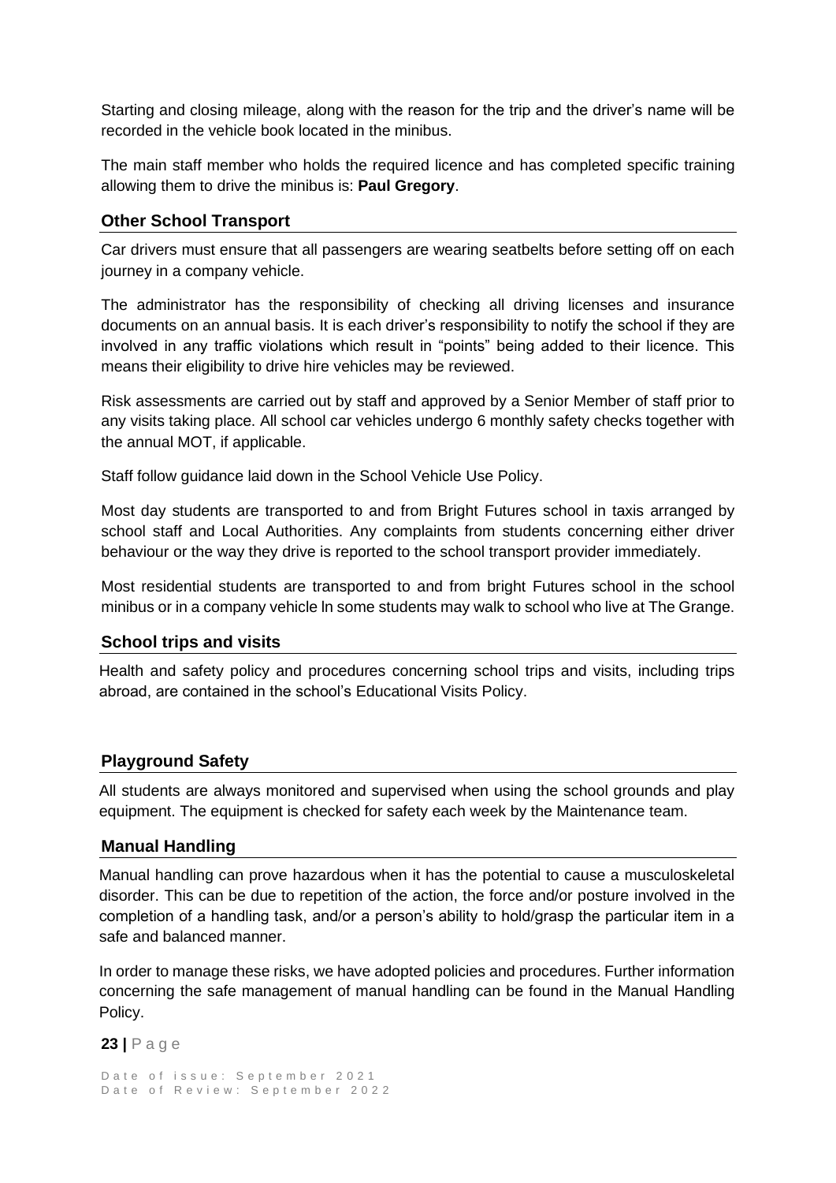Starting and closing mileage, along with the reason for the trip and the driver's name will be recorded in the vehicle book located in the minibus.

The main staff member who holds the required licence and has completed specific training allowing them to drive the minibus is: **Paul Gregory**.

## Other School Transport

Car drivers must ensure that all passengers are wearing seatbelts before setting off on each journey in a company vehicle.

The administrator has the responsibility of checking all driving licenses and insurance documents on an annual basis. It is each driver's responsibility to notify the school if they are involved in any traffic violations which result in "points" being added to their licence. This means their eligibility to drive hire vehicles may be reviewed.

Risk assessments are carried out by staff and approved by a Senior Member of staff prior to any visits taking place. All school car vehicles undergo 6 monthly safety checks together with the annual MOT, if applicable.

Staff follow guidance laid down in the School Vehicle Use Policy.

Most day students are transported to and from Bright Futures school in taxis arranged by school staff and Local Authorities. Any complaints from students concerning either driver behaviour or the way they drive is reported to the school transport provider immediately.

Most residential students are transported to and from bright Futures school in the school minibus or in a company vehicle ln some students may walk to school who live at The Grange.

## School trips and visits

Health and safety policy and procedures concerning school trips and visits, including trips abroad, are contained in the school's Educational Visits Policy.

## Playground Safety

All students are always monitored and supervised when using the school grounds and play equipment. The equipment is checked for safety each week by the Maintenance team.

## Manual Handling

Manual handling can prove hazardous when it has the potential to cause a musculoskeletal disorder. This can be due to repetition of the action, the force and/or posture involved in the completion of a handling task, and/or a person's ability to hold/grasp the particular item in a safe and balanced manner.

In order to manage these risks, we have adopted policies and procedures. Further information concerning the safe management of manual handling can be found in the Manual Handling Policy.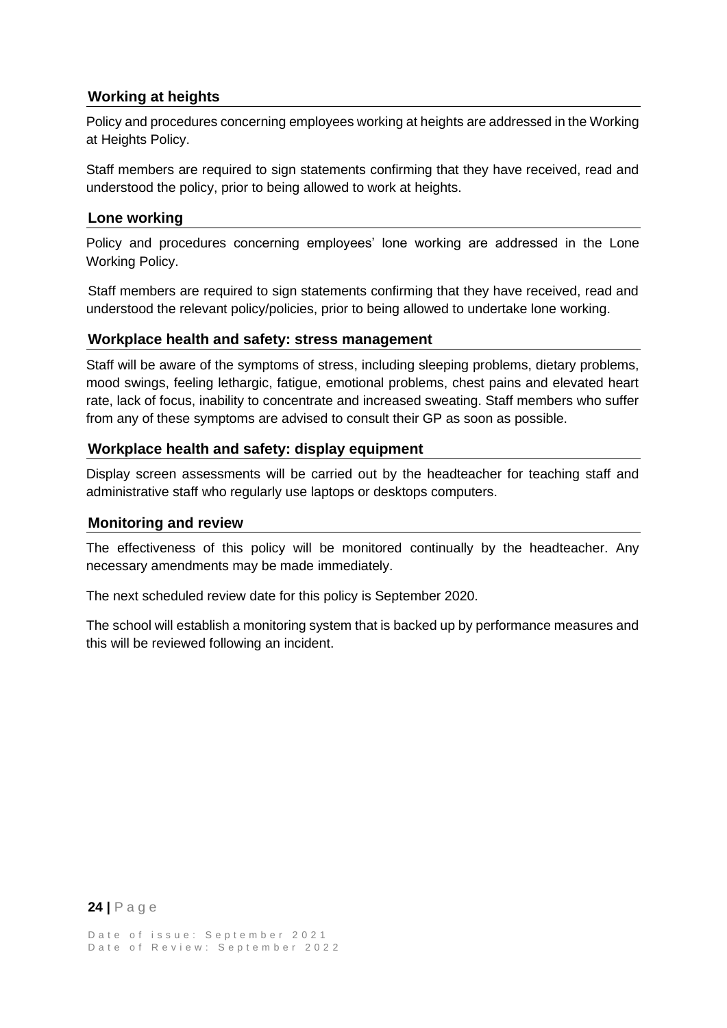### Working at heights

Policy and procedures concerning employees working at heights are addressed in the Working at Heights Policy.

Staff members are required to sign statements confirming that they have received, read and understood the policy, prior to being allowed to work at heights.

### Lone working

Policy and procedures concerning employees' lone working are addressed in the Lone Working Policy.

Staff members are required to sign statements confirming that they have received, read and understood the relevant policy/policies, prior to being allowed to undertake lone working.

### Workplace health and safety: stress management

Staff will be aware of the symptoms of stress, including sleeping problems, dietary problems, mood swings, feeling lethargic, fatigue, emotional problems, chest pains and elevated heart rate, lack of focus, inability to concentrate and increased sweating. Staff members who suffer from any of these symptoms are advised to consult their GP as soon as possible.

### Workplace health and safety: display equipment

Display screen assessments will be carried out by the headteacher for teaching staff and administrative staff who regularly use laptops or desktops computers.

### Monitoring and review

The effectiveness of this policy will be monitored continually by the headteacher. Any necessary amendments may be made immediately.

The next scheduled review date for this policy is September 2020.

The school will establish a monitoring system that is backed up by performance measures and this will be reviewed following an incident.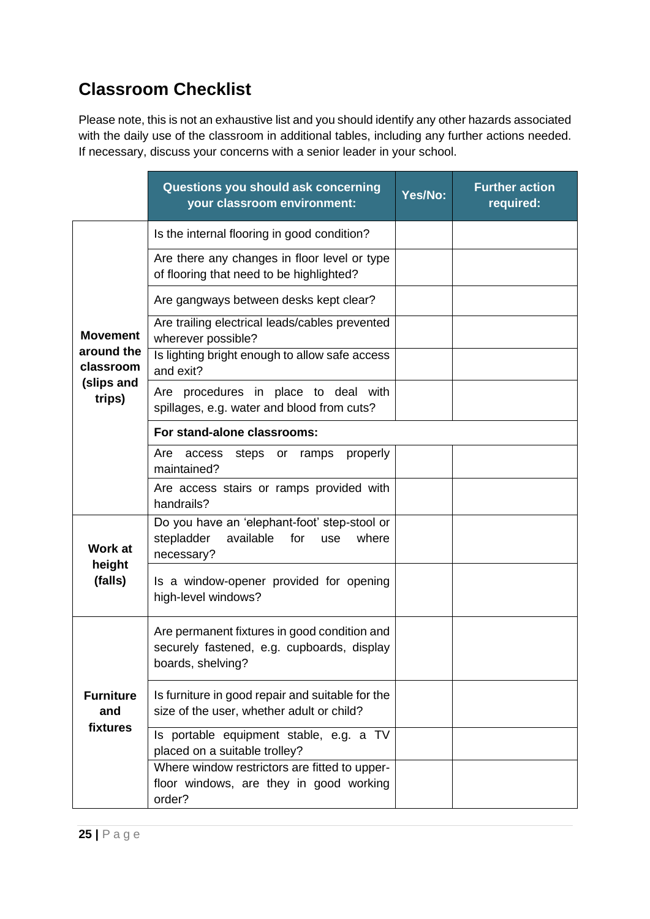## Classroom Checklist

Please note, this is not an exhaustive list and you should identify any other hazards associated with the daily use of the classroom in additional tables, including any further actions needed. If necessary, discuss your concerns with a senior leader in your school.

| | Questions you should ask concerning your classroom environment: | Yes/No: | Further action required: |
|---|---|---|---|
| **Movement around the classroom (slips and trips)** | Is the internal flooring in good condition? | | |
| | Are there any changes in floor level or type of flooring that need to be highlighted? | | |
| | Are gangways between desks kept clear? | | |
| | Are trailing electrical leads/cables prevented wherever possible? | | |
| | Is lighting bright enough to allow safe access and exit? | | |
| | Are procedures in place to deal with spillages, e.g. water and blood from cuts? | | |
| | **For stand-alone classrooms:** | | |
| | Are access steps or ramps properly maintained? | | |
| | Are access stairs or ramps provided with handrails? | | |
| **Work at height (falls)** | Do you have an 'elephant-foot' step-stool or stepladder available for use where necessary? | | |
| | Is a window-opener provided for opening high-level windows? | | |
| **Furniture and fixtures** | Are permanent fixtures in good condition and securely fastened, e.g. cupboards, display boards, shelving? | | |
| | Is furniture in good repair and suitable for the size of the user, whether adult or child? | | |
| | Is portable equipment stable, e.g. a TV placed on a suitable trolley? | | |
| | Where window restrictors are fitted to upper-floor windows, are they in good working order? | | |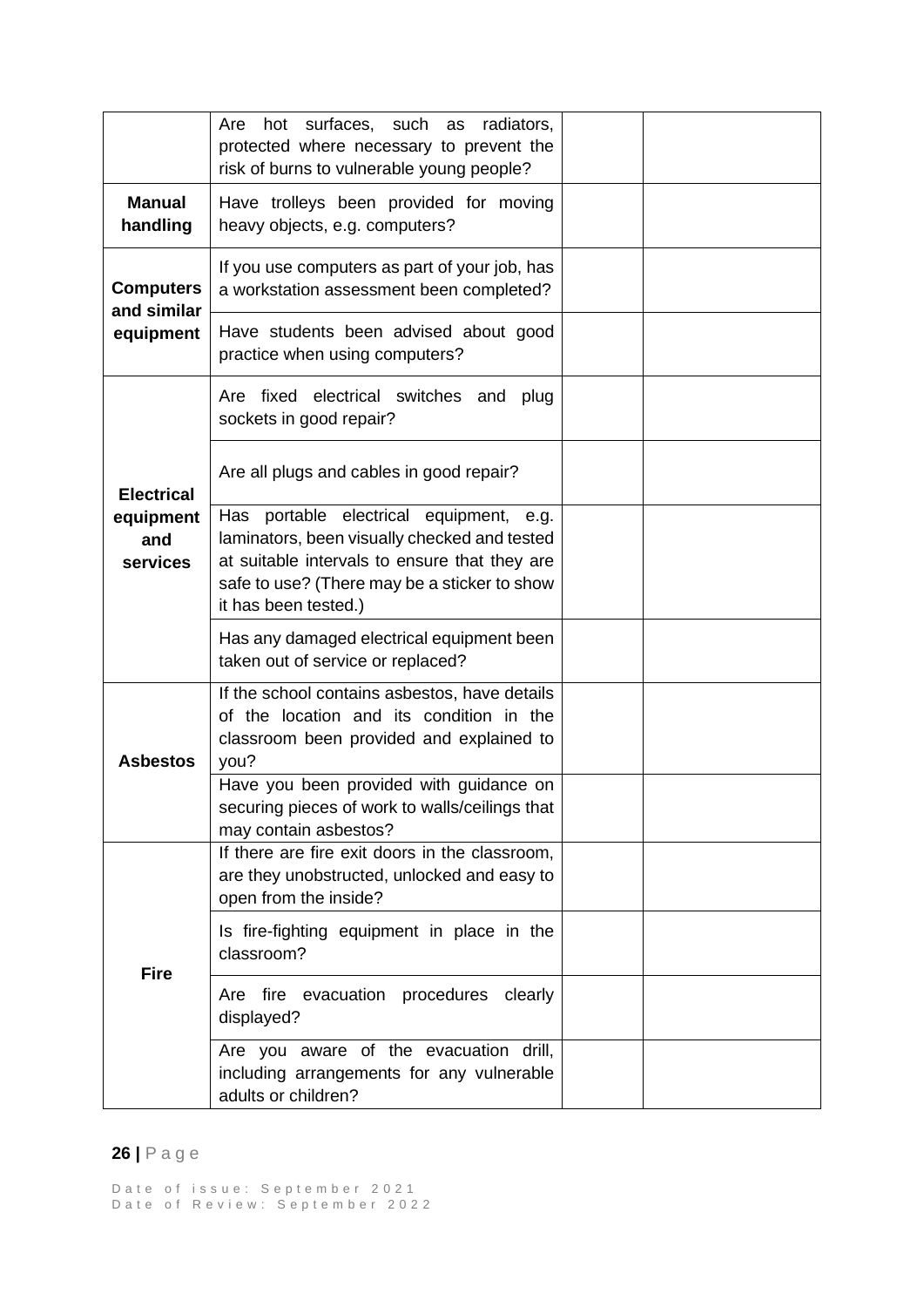| | | | |
|---|---|---|---|
| | Are hot surfaces, such as radiators, protected where necessary to prevent the risk of burns to vulnerable young people? | | |
| **Manual handling** | Have trolleys been provided for moving heavy objects, e.g. computers? | | |
| **Computers and similar equipment** | If you use computers as part of your job, has a workstation assessment been completed? | | |
| | Have students been advised about good practice when using computers? | | |
| **Electrical equipment and services** | Are fixed electrical switches and plug sockets in good repair? | | |
| | Are all plugs and cables in good repair? | | |
| | Has portable electrical equipment, e.g. laminators, been visually checked and tested at suitable intervals to ensure that they are safe to use? (There may be a sticker to show it has been tested.) | | |
| | Has any damaged electrical equipment been taken out of service or replaced? | | |
| **Asbestos** | If the school contains asbestos, have details of the location and its condition in the classroom been provided and explained to you? | | |
| | Have you been provided with guidance on securing pieces of work to walls/ceilings that may contain asbestos? | | |
| **Fire** | If there are fire exit doors in the classroom, are they unobstructed, unlocked and easy to open from the inside? | | |
| | Is fire-fighting equipment in place in the classroom? | | |
| | Are fire evacuation procedures clearly displayed? | | |
| | Are you aware of the evacuation drill, including arrangements for any vulnerable adults or children? | | |

Date of issue: September 2021
Date of Review: September 2022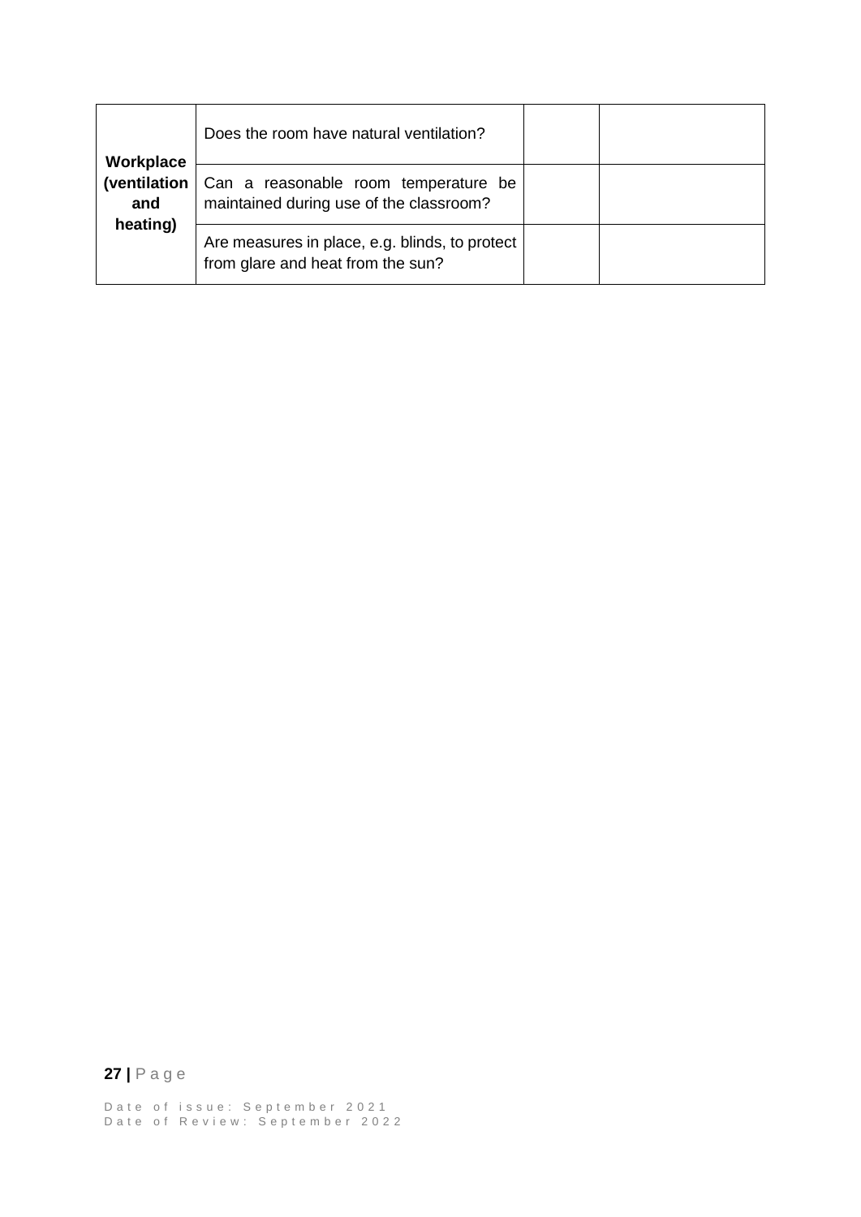| | | | |
|---|---|---|---|
| **Workplace (ventilation and heating)** | Does the room have natural ventilation? | | |
| | Can a reasonable room temperature be maintained during use of the classroom? | | |
| | Are measures in place, e.g. blinds, to protect from glare and heat from the sun? | | |